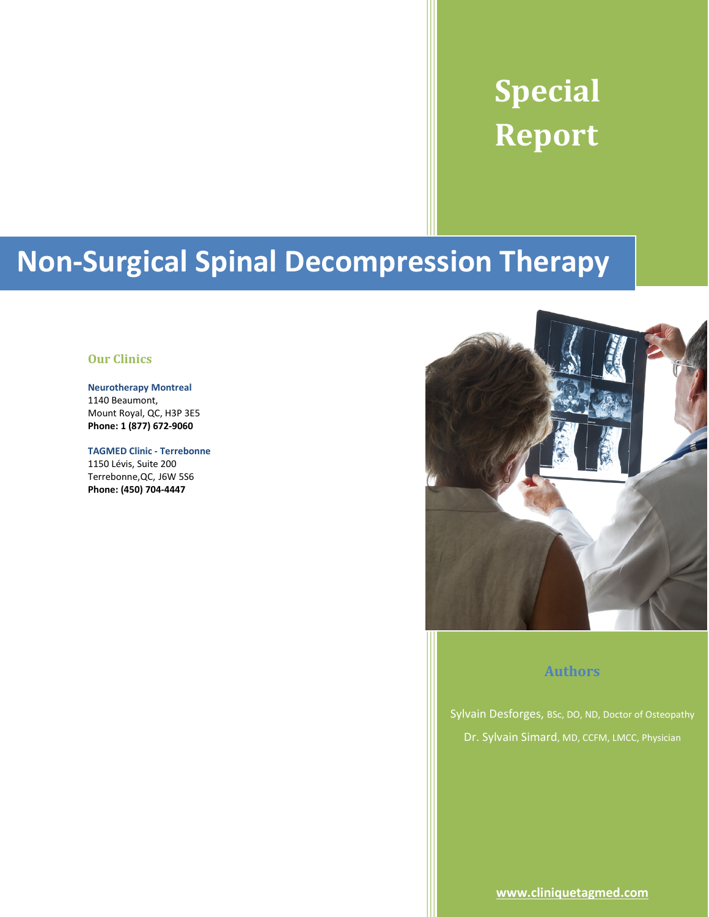# Special Report

# Non-Surgical Spinal Decompression Therapy

## Our Clinics

**Neurotherapy Montreal**
1140 Beaumont,
Mount Royal, QC, H3P 3E5
**Phone: 1 (877) 672-9060**

**TAGMED Clinic - Terrebonne**
1150 Lévis, Suite 200
Terrebonne,QC, J6W 5S6
**Phone: (450) 704-4447**

## Authors

Sylvain Desforges, BSc, DO, ND, Doctor of Osteopathy

Dr. Sylvain Simard, MD, CCFM, LMCC, Physician

**www.cliniquetagmed.com**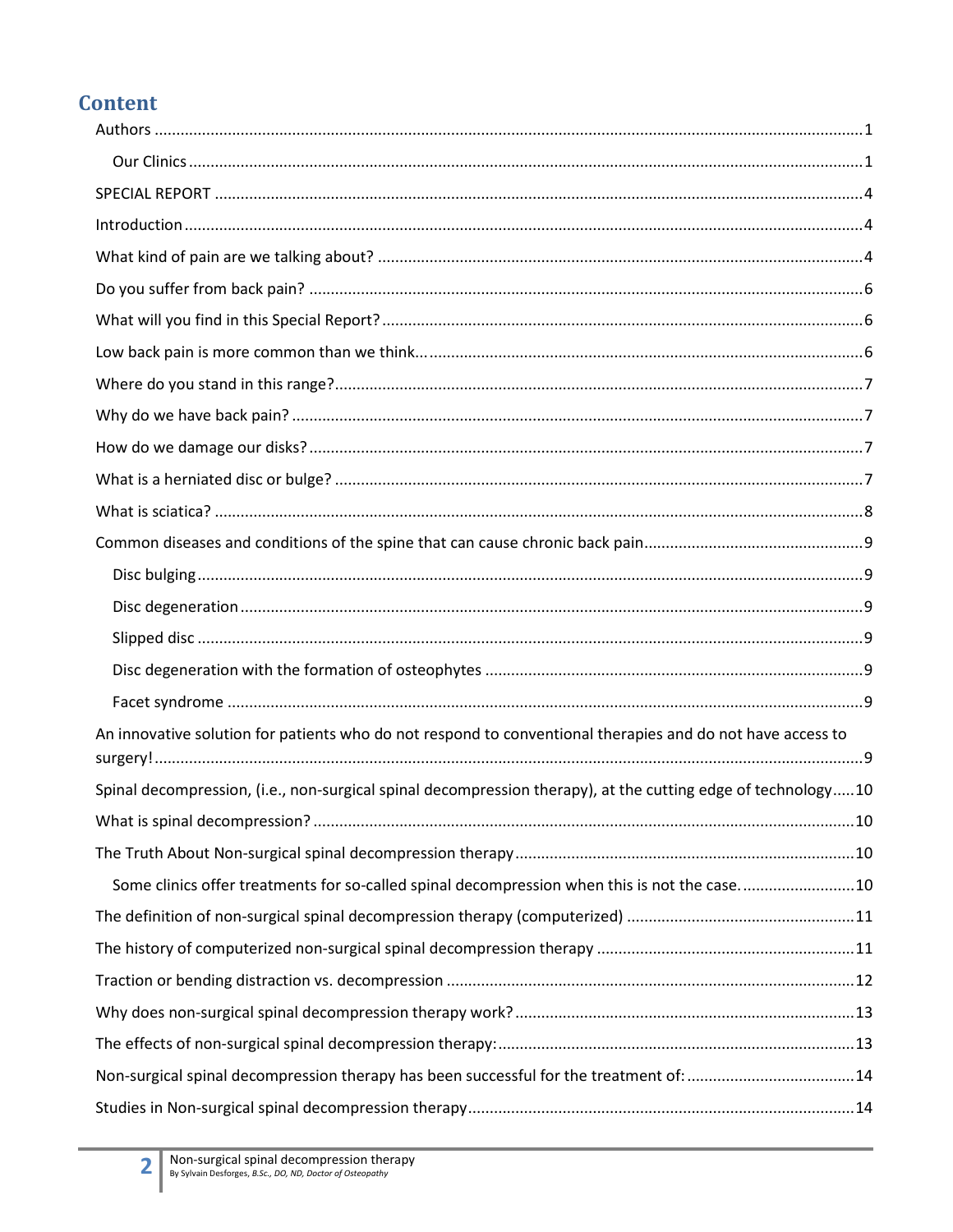## Content

- Authors ... 1
  - Our Clinics ... 1
- SPECIAL REPORT ... 4
- Introduction ... 4
- What kind of pain are we talking about? ... 4
- Do you suffer from back pain? ... 6
- What will you find in this Special Report? ... 6
- Low back pain is more common than we think... ... 6
- Where do you stand in this range? ... 7
- Why do we have back pain? ... 7
- How do we damage our disks? ... 7
- What is a herniated disc or bulge? ... 7
- What is sciatica? ... 8
- Common diseases and conditions of the spine that can cause chronic back pain ... 9
  - Disc bulging ... 9
  - Disc degeneration ... 9
  - Slipped disc ... 9
  - Disc degeneration with the formation of osteophytes ... 9
  - Facet syndrome ... 9
- An innovative solution for patients who do not respond to conventional therapies and do not have access to surgery! ... 9
- Spinal decompression, (i.e., non-surgical spinal decompression therapy), at the cutting edge of technology ... 10
- What is spinal decompression? ... 10
- The Truth About Non-surgical spinal decompression therapy ... 10
  - Some clinics offer treatments for so-called spinal decompression when this is not the case. ... 10
- The definition of non-surgical spinal decompression therapy (computerized) ... 11
- The history of computerized non-surgical spinal decompression therapy ... 11
- Traction or bending distraction vs. decompression ... 12
- Why does non-surgical spinal decompression therapy work? ... 13
- The effects of non-surgical spinal decompression therapy: ... 13
- Non-surgical spinal decompression therapy has been successful for the treatment of: ... 14
- Studies in Non-surgical spinal decompression therapy ... 14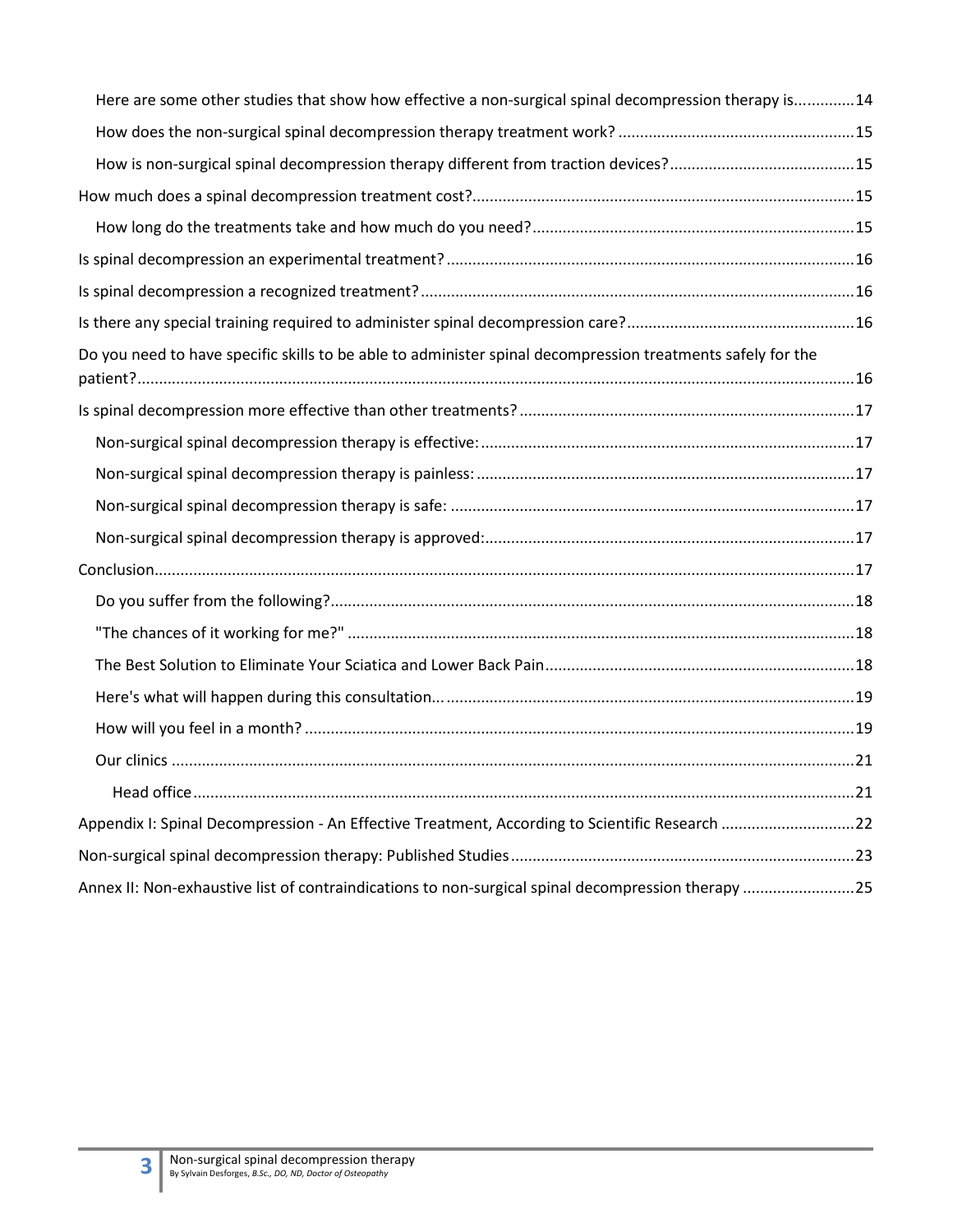- Here are some other studies that show how effective a non-surgical spinal decompression therapy is.............14
- How does the non-surgical spinal decompression therapy treatment work? .......................................................15
- How is non-surgical spinal decompression therapy different from traction devices?...........................................15

How much does a spinal decompression treatment cost?.......................................................................................15

- How long do the treatments take and how much do you need?...........................................................................15

Is spinal decompression an experimental treatment?..............................................................................................16

Is spinal decompression a recognized treatment?....................................................................................................16

Is there any special training required to administer spinal decompression care?....................................................16

Do you need to have specific skills to be able to administer spinal decompression treatments safely for the patient?....................................................................................................................................................................16

Is spinal decompression more effective than other treatments?.............................................................................17

- Non-surgical spinal decompression therapy is effective:.......................................................................................17
- Non-surgical spinal decompression therapy is painless:.......................................................................................17
- Non-surgical spinal decompression therapy is safe: .............................................................................................17
- Non-surgical spinal decompression therapy is approved:.....................................................................................17

Conclusion..................................................................................................................................................................17

- Do you suffer from the following?..........................................................................................................................18
- "The chances of it working for me?" .....................................................................................................................18
- The Best Solution to Eliminate Your Sciatica and Lower Back Pain.......................................................................18
- Here's what will happen during this consultation...................................................................................................19
- How will you feel in a month? ...............................................................................................................................19
- Our clinics .............................................................................................................................................................21
  - Head office........................................................................................................................................................21

Appendix I: Spinal Decompression - An Effective Treatment, According to Scientific Research ..............................22

Non-surgical spinal decompression therapy: Published Studies................................................................................23

Annex II: Non-exhaustive list of contraindications to non-surgical spinal decompression therapy ..........................25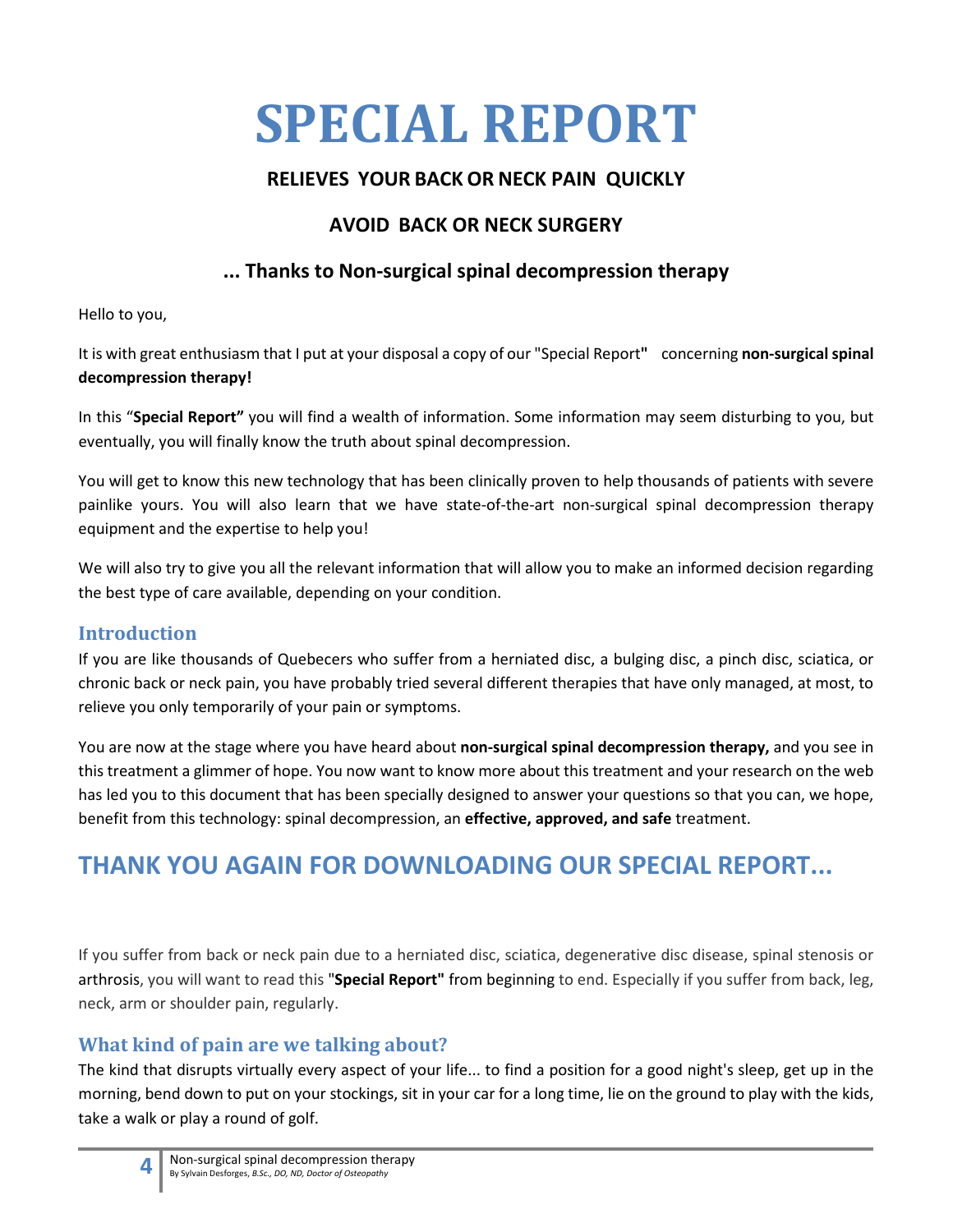# SPECIAL REPORT

**RELIEVES YOUR BACK OR NECK PAIN QUICKLY**

**AVOID BACK OR NECK SURGERY**

**... Thanks to Non-surgical spinal decompression therapy**

Hello to you,

It is with great enthusiasm that I put at your disposal a copy of our "Special Report**"** concerning **non-surgical spinal decompression therapy!**

In this "**Special Report"** you will find a wealth of information. Some information may seem disturbing to you, but eventually, you will finally know the truth about spinal decompression.

You will get to know this new technology that has been clinically proven to help thousands of patients with severe painlike yours. You will also learn that we have state-of-the-art non-surgical spinal decompression therapy equipment and the expertise to help you!

We will also try to give you all the relevant information that will allow you to make an informed decision regarding the best type of care available, depending on your condition.

## Introduction

If you are like thousands of Quebecers who suffer from a herniated disc, a bulging disc, a pinch disc, sciatica, or chronic back or neck pain, you have probably tried several different therapies that have only managed, at most, to relieve you only temporarily of your pain or symptoms.

You are now at the stage where you have heard about **non-surgical spinal decompression therapy,** and you see in this treatment a glimmer of hope. You now want to know more about this treatment and your research on the web has led you to this document that has been specially designed to answer your questions so that you can, we hope, benefit from this technology: spinal decompression, an **effective, approved, and safe** treatment.

# THANK YOU AGAIN FOR DOWNLOADING OUR SPECIAL REPORT...

If you suffer from back or neck pain due to a herniated disc, sciatica, degenerative disc disease, spinal stenosis or arthrosis, you will want to read this **"Special Report"** from beginning to end. Especially if you suffer from back, leg, neck, arm or shoulder pain, regularly.

## What kind of pain are we talking about?

The kind that disrupts virtually every aspect of your life... to find a position for a good night's sleep, get up in the morning, bend down to put on your stockings, sit in your car for a long time, lie on the ground to play with the kids, take a walk or play a round of golf.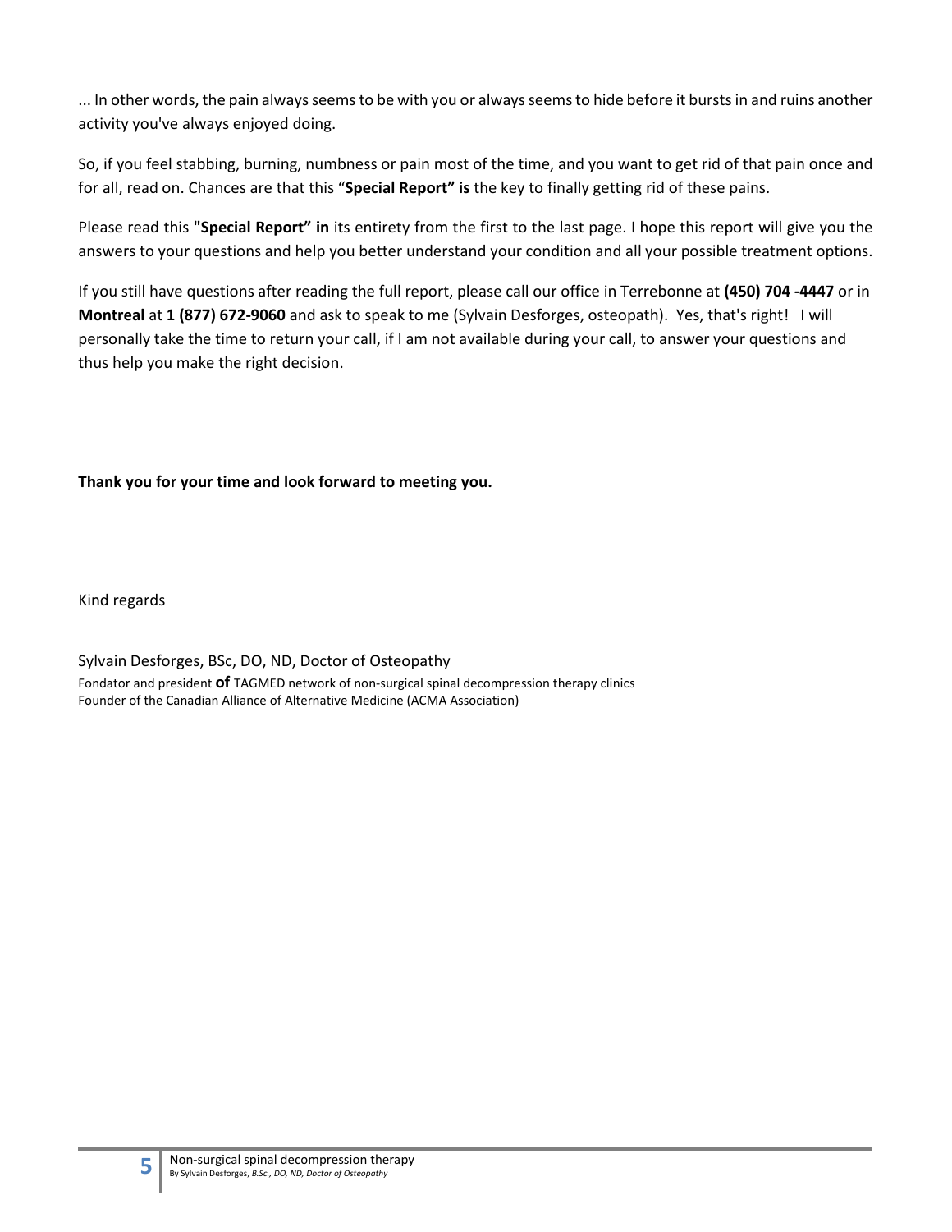... In other words, the pain always seems to be with you or always seems to hide before it bursts in and ruins another activity you've always enjoyed doing.

So, if you feel stabbing, burning, numbness or pain most of the time, and you want to get rid of that pain once and for all, read on. Chances are that this "**Special Report" is** the key to finally getting rid of these pains.

Please read this **"Special Report" in** its entirety from the first to the last page. I hope this report will give you the answers to your questions and help you better understand your condition and all your possible treatment options.

If you still have questions after reading the full report, please call our office in Terrebonne at **(450) 704 -4447** or in **Montreal** at **1 (877) 672-9060** and ask to speak to me (Sylvain Desforges, osteopath). Yes, that's right! I will personally take the time to return your call, if I am not available during your call, to answer your questions and thus help you make the right decision.

**Thank you for your time and look forward to meeting you.**

Kind regards

Sylvain Desforges, BSc, DO, ND, Doctor of Osteopathy
Fondator and president **of** TAGMED network of non-surgical spinal decompression therapy clinics
Founder of the Canadian Alliance of Alternative Medicine (ACMA Association)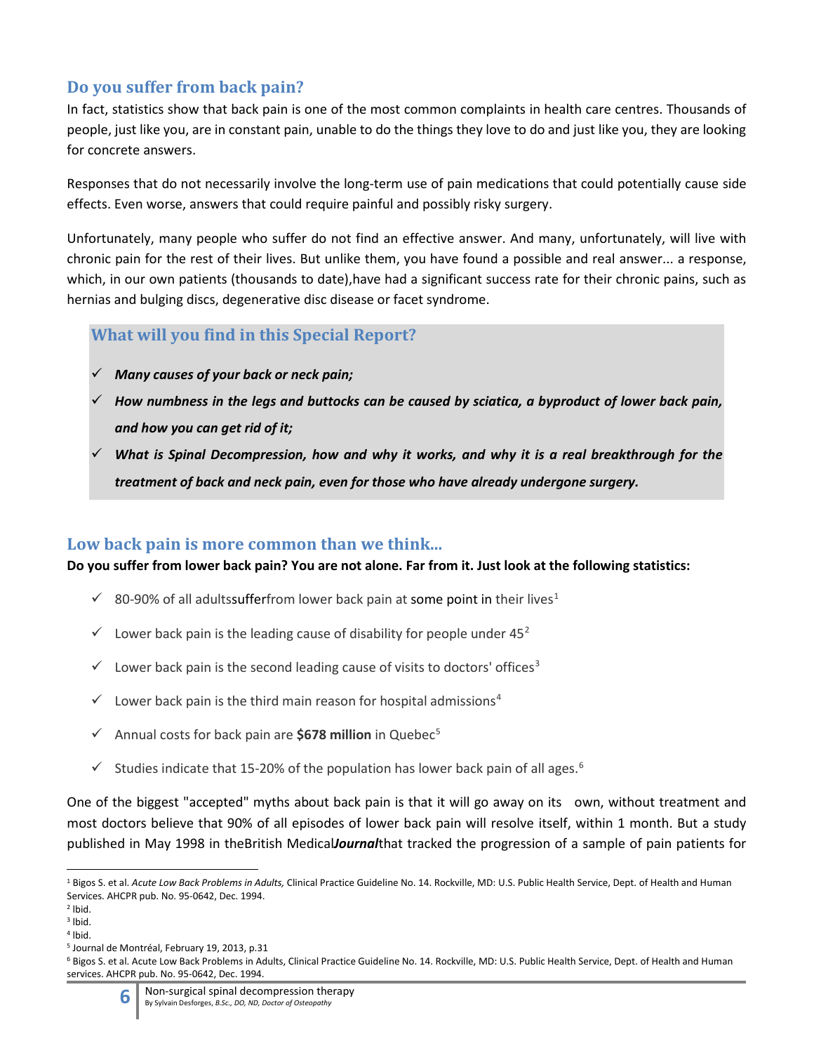## Do you suffer from back pain?

In fact, statistics show that back pain is one of the most common complaints in health care centres. Thousands of people, just like you, are in constant pain, unable to do the things they love to do and just like you, they are looking for concrete answers.

Responses that do not necessarily involve the long-term use of pain medications that could potentially cause side effects. Even worse, answers that could require painful and possibly risky surgery.

Unfortunately, many people who suffer do not find an effective answer. And many, unfortunately, will live with chronic pain for the rest of their lives. But unlike them, you have found a possible and real answer... a response, which, in our own patients (thousands to date),have had a significant success rate for their chronic pains, such as hernias and bulging discs, degenerative disc disease or facet syndrome.

### What will you find in this Special Report?

- ✓ ***Many causes of your back or neck pain;***
- ✓ ***How numbness in the legs and buttocks can be caused by sciatica, a byproduct of lower back pain, and how you can get rid of it;***
- ✓ ***What is Spinal Decompression, how and why it works, and why it is a real breakthrough for the treatment of back and neck pain, even for those who have already undergone surgery.***

## Low back pain is more common than we think...

**Do you suffer from lower back pain? You are not alone. Far from it. Just look at the following statistics:**

- ✓ 80-90% of all adultssufferfrom lower back pain at some point in their lives[1]
- ✓ Lower back pain is the leading cause of disability for people under 45[2]
- ✓ Lower back pain is the second leading cause of visits to doctors' offices[3]
- ✓ Lower back pain is the third main reason for hospital admissions[4]
- ✓ Annual costs for back pain are **$678 million** in Quebec[5]
- ✓ Studies indicate that 15-20% of the population has lower back pain of all ages.[6]

One of the biggest "accepted" myths about back pain is that it will go away on its own, without treatment and most doctors believe that 90% of all episodes of lower back pain will resolve itself, within 1 month. But a study published in May 1998 in theBritish Medical***Journal***that tracked the progression of a sample of pain patients for

---

[1] Bigos S. et al. *Acute Low Back Problems in Adults,* Clinical Practice Guideline No. 14. Rockville, MD: U.S. Public Health Service, Dept. of Health and Human Services. AHCPR pub. No. 95-0642, Dec. 1994.

[2] Ibid.

[3] Ibid.

[4] Ibid.

[5] Journal de Montréal, February 19, 2013, p.31

[6] Bigos S. et al. Acute Low Back Problems in Adults, Clinical Practice Guideline No. 14. Rockville, MD: U.S. Public Health Service, Dept. of Health and Human services. AHCPR pub. No. 95-0642, Dec. 1994.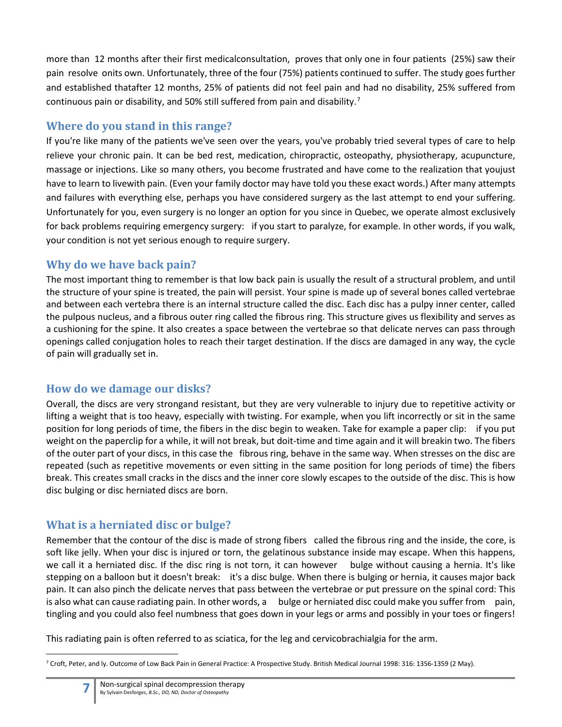more than 12 months after their first medicalconsultation, proves that only one in four patients (25%) saw their pain resolve onits own. Unfortunately, three of the four (75%) patients continued to suffer. The study goes further and established thatafter 12 months, 25% of patients did not feel pain and had no disability, 25% suffered from continuous pain or disability, and 50% still suffered from pain and disability.[7]

## Where do you stand in this range?

If you're like many of the patients we've seen over the years, you've probably tried several types of care to help relieve your chronic pain. It can be bed rest, medication, chiropractic, osteopathy, physiotherapy, acupuncture, massage or injections. Like so many others, you become frustrated and have come to the realization that youjust have to learn to livewith pain. (Even your family doctor may have told you these exact words.) After many attempts and failures with everything else, perhaps you have considered surgery as the last attempt to end your suffering. Unfortunately for you, even surgery is no longer an option for you since in Quebec, we operate almost exclusively for back problems requiring emergency surgery: if you start to paralyze, for example. In other words, if you walk, your condition is not yet serious enough to require surgery.

## Why do we have back pain?

The most important thing to remember is that low back pain is usually the result of a structural problem, and until the structure of your spine is treated, the pain will persist. Your spine is made up of several bones called vertebrae and between each vertebra there is an internal structure called the disc. Each disc has a pulpy inner center, called the pulpous nucleus, and a fibrous outer ring called the fibrous ring. This structure gives us flexibility and serves as a cushioning for the spine. It also creates a space between the vertebrae so that delicate nerves can pass through openings called conjugation holes to reach their target destination. If the discs are damaged in any way, the cycle of pain will gradually set in.

## How do we damage our disks?

Overall, the discs are very strongand resistant, but they are very vulnerable to injury due to repetitive activity or lifting a weight that is too heavy, especially with twisting. For example, when you lift incorrectly or sit in the same position for long periods of time, the fibers in the disc begin to weaken. Take for example a paper clip: if you put weight on the paperclip for a while, it will not break, but doit-time and time again and it will breakin two. The fibers of the outer part of your discs, in this case the fibrous ring, behave in the same way. When stresses on the disc are repeated (such as repetitive movements or even sitting in the same position for long periods of time) the fibers break. This creates small cracks in the discs and the inner core slowly escapes to the outside of the disc. This is how disc bulging or disc herniated discs are born.

## What is a herniated disc or bulge?

Remember that the contour of the disc is made of strong fibers called the fibrous ring and the inside, the core, is soft like jelly. When your disc is injured or torn, the gelatinous substance inside may escape. When this happens, we call it a herniated disc. If the disc ring is not torn, it can however bulge without causing a hernia. It's like stepping on a balloon but it doesn't break: it's a disc bulge. When there is bulging or hernia, it causes major back pain. It can also pinch the delicate nerves that pass between the vertebrae or put pressure on the spinal cord: This is also what can cause radiating pain. In other words, a bulge or herniated disc could make you suffer from pain, tingling and you could also feel numbness that goes down in your legs or arms and possibly in your toes or fingers!

This radiating pain is often referred to as sciatica, for the leg and cervicobrachialgia for the arm.

---

[7] Croft, Peter, and ly. Outcome of Low Back Pain in General Practice: A Prospective Study. British Medical Journal 1998: 316: 1356-1359 (2 May).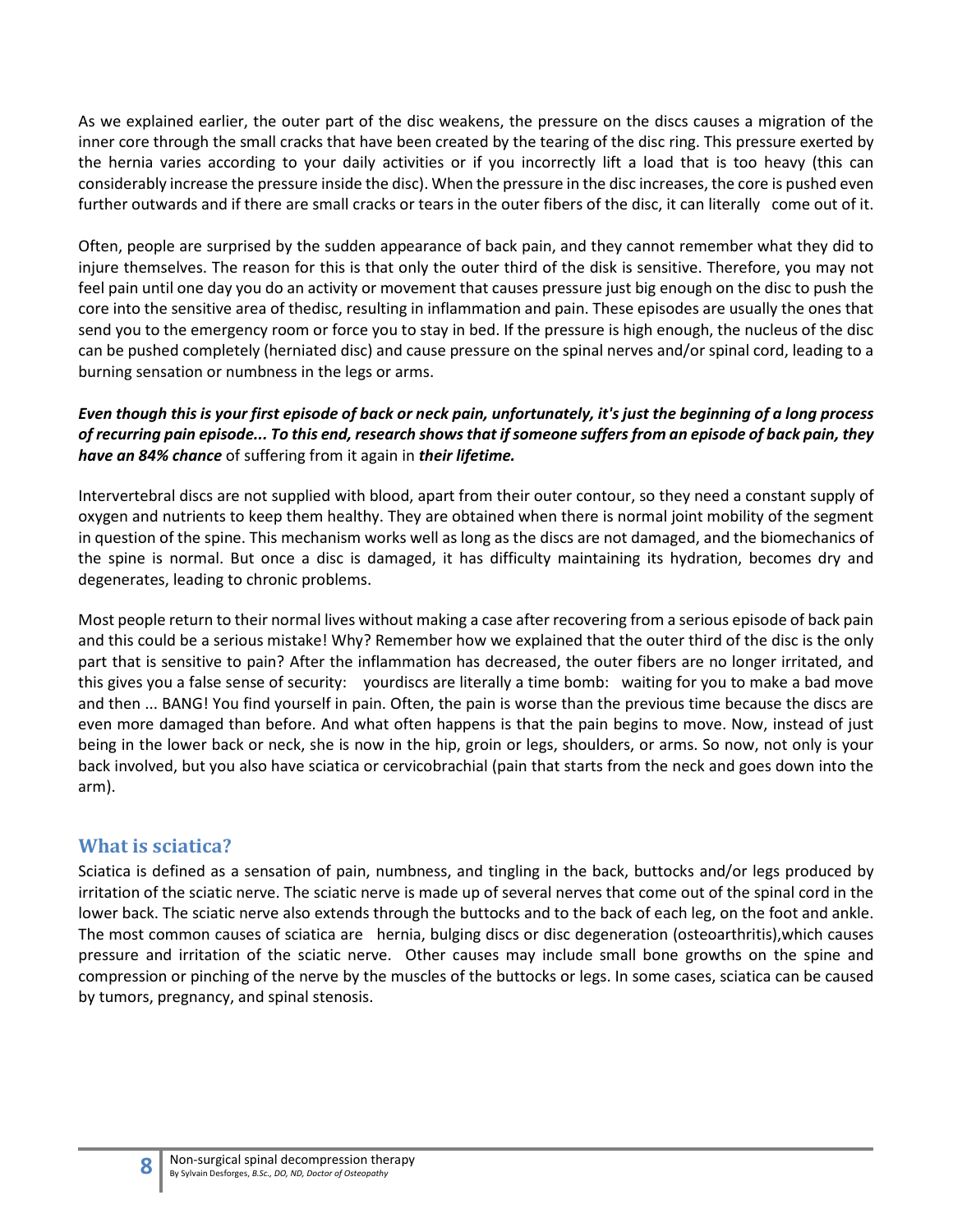As we explained earlier, the outer part of the disc weakens, the pressure on the discs causes a migration of the inner core through the small cracks that have been created by the tearing of the disc ring. This pressure exerted by the hernia varies according to your daily activities or if you incorrectly lift a load that is too heavy (this can considerably increase the pressure inside the disc). When the pressure in the disc increases, the core is pushed even further outwards and if there are small cracks or tears in the outer fibers of the disc, it can literally come out of it.

Often, people are surprised by the sudden appearance of back pain, and they cannot remember what they did to injure themselves. The reason for this is that only the outer third of the disk is sensitive. Therefore, you may not feel pain until one day you do an activity or movement that causes pressure just big enough on the disc to push the core into the sensitive area of thedisc, resulting in inflammation and pain. These episodes are usually the ones that send you to the emergency room or force you to stay in bed. If the pressure is high enough, the nucleus of the disc can be pushed completely (herniated disc) and cause pressure on the spinal nerves and/or spinal cord, leading to a burning sensation or numbness in the legs or arms.

***Even though this is your first episode of back or neck pain, unfortunately, it's just the beginning of a long process of recurring pain episode... To this end, research shows that if someone suffers from an episode of back pain, they have an 84% chance*** of suffering from it again in ***their lifetime.***

Intervertebral discs are not supplied with blood, apart from their outer contour, so they need a constant supply of oxygen and nutrients to keep them healthy. They are obtained when there is normal joint mobility of the segment in question of the spine. This mechanism works well as long as the discs are not damaged, and the biomechanics of the spine is normal. But once a disc is damaged, it has difficulty maintaining its hydration, becomes dry and degenerates, leading to chronic problems.

Most people return to their normal lives without making a case after recovering from a serious episode of back pain and this could be a serious mistake! Why? Remember how we explained that the outer third of the disc is the only part that is sensitive to pain? After the inflammation has decreased, the outer fibers are no longer irritated, and this gives you a false sense of security: yourdiscs are literally a time bomb: waiting for you to make a bad move and then ... BANG! You find yourself in pain. Often, the pain is worse than the previous time because the discs are even more damaged than before. And what often happens is that the pain begins to move. Now, instead of just being in the lower back or neck, she is now in the hip, groin or legs, shoulders, or arms. So now, not only is your back involved, but you also have sciatica or cervicobrachial (pain that starts from the neck and goes down into the arm).

## What is sciatica?

Sciatica is defined as a sensation of pain, numbness, and tingling in the back, buttocks and/or legs produced by irritation of the sciatic nerve. The sciatic nerve is made up of several nerves that come out of the spinal cord in the lower back. The sciatic nerve also extends through the buttocks and to the back of each leg, on the foot and ankle. The most common causes of sciatica are hernia, bulging discs or disc degeneration (osteoarthritis),which causes pressure and irritation of the sciatic nerve. Other causes may include small bone growths on the spine and compression or pinching of the nerve by the muscles of the buttocks or legs. In some cases, sciatica can be caused by tumors, pregnancy, and spinal stenosis.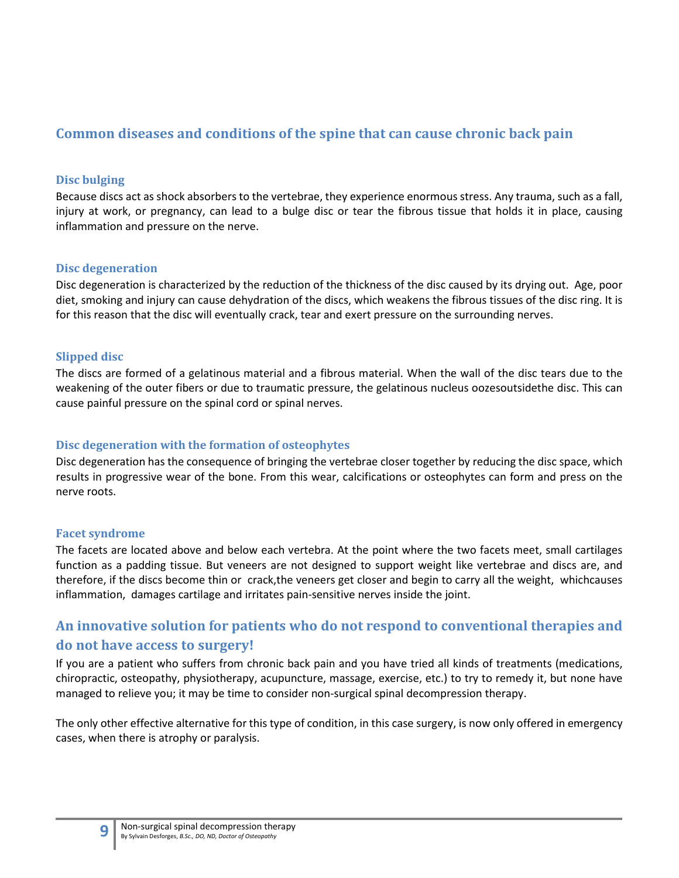## Common diseases and conditions of the spine that can cause chronic back pain

### Disc bulging

Because discs act as shock absorbers to the vertebrae, they experience enormous stress. Any trauma, such as a fall, injury at work, or pregnancy, can lead to a bulge disc or tear the fibrous tissue that holds it in place, causing inflammation and pressure on the nerve.

### Disc degeneration

Disc degeneration is characterized by the reduction of the thickness of the disc caused by its drying out. Age, poor diet, smoking and injury can cause dehydration of the discs, which weakens the fibrous tissues of the disc ring. It is for this reason that the disc will eventually crack, tear and exert pressure on the surrounding nerves.

### Slipped disc

The discs are formed of a gelatinous material and a fibrous material. When the wall of the disc tears due to the weakening of the outer fibers or due to traumatic pressure, the gelatinous nucleus oozesoutsidethe disc. This can cause painful pressure on the spinal cord or spinal nerves.

### Disc degeneration with the formation of osteophytes

Disc degeneration has the consequence of bringing the vertebrae closer together by reducing the disc space, which results in progressive wear of the bone. From this wear, calcifications or osteophytes can form and press on the nerve roots.

### Facet syndrome

The facets are located above and below each vertebra. At the point where the two facets meet, small cartilages function as a padding tissue. But veneers are not designed to support weight like vertebrae and discs are, and therefore, if the discs become thin or crack,the veneers get closer and begin to carry all the weight, whichcauses inflammation, damages cartilage and irritates pain-sensitive nerves inside the joint.

## An innovative solution for patients who do not respond to conventional therapies and do not have access to surgery!

If you are a patient who suffers from chronic back pain and you have tried all kinds of treatments (medications, chiropractic, osteopathy, physiotherapy, acupuncture, massage, exercise, etc.) to try to remedy it, but none have managed to relieve you; it may be time to consider non-surgical spinal decompression therapy.

The only other effective alternative for this type of condition, in this case surgery, is now only offered in emergency cases, when there is atrophy or paralysis.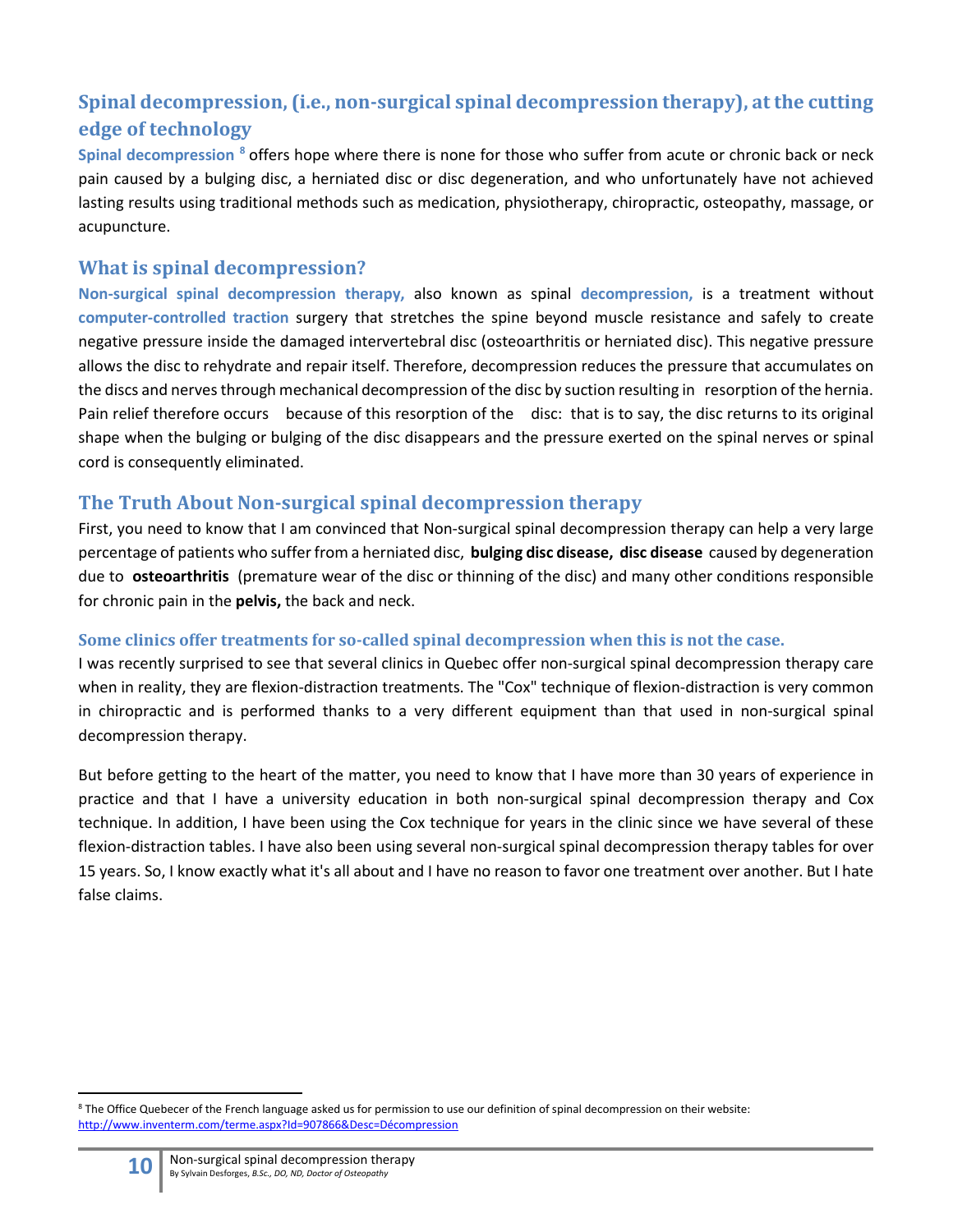## Spinal decompression, (i.e., non-surgical spinal decompression therapy), at the cutting edge of technology

**Spinal decompression** [8] offers hope where there is none for those who suffer from acute or chronic back or neck pain caused by a bulging disc, a herniated disc or disc degeneration, and who unfortunately have not achieved lasting results using traditional methods such as medication, physiotherapy, chiropractic, osteopathy, massage, or acupuncture.

## What is spinal decompression?

**Non-surgical spinal decompression therapy,** also known as spinal **decompression,** is a treatment without **computer-controlled traction** surgery that stretches the spine beyond muscle resistance and safely to create negative pressure inside the damaged intervertebral disc (osteoarthritis or herniated disc). This negative pressure allows the disc to rehydrate and repair itself. Therefore, decompression reduces the pressure that accumulates on the discs and nerves through mechanical decompression of the disc by suction resulting in resorption of the hernia. Pain relief therefore occurs because of this resorption of the disc: that is to say, the disc returns to its original shape when the bulging or bulging of the disc disappears and the pressure exerted on the spinal nerves or spinal cord is consequently eliminated.

## The Truth About Non-surgical spinal decompression therapy

First, you need to know that I am convinced that Non-surgical spinal decompression therapy can help a very large percentage of patients who suffer from a herniated disc, **bulging disc disease, disc disease** caused by degeneration due to **osteoarthritis** (premature wear of the disc or thinning of the disc) and many other conditions responsible for chronic pain in the **pelvis,** the back and neck.

### Some clinics offer treatments for so-called spinal decompression when this is not the case.

I was recently surprised to see that several clinics in Quebec offer non-surgical spinal decompression therapy care when in reality, they are flexion-distraction treatments. The "Cox" technique of flexion-distraction is very common in chiropractic and is performed thanks to a very different equipment than that used in non-surgical spinal decompression therapy.

But before getting to the heart of the matter, you need to know that I have more than 30 years of experience in practice and that I have a university education in both non-surgical spinal decompression therapy and Cox technique. In addition, I have been using the Cox technique for years in the clinic since we have several of these flexion-distraction tables. I have also been using several non-surgical spinal decompression therapy tables for over 15 years. So, I know exactly what it's all about and I have no reason to favor one treatment over another. But I hate false claims.

---

[8] The Office Quebecer of the French language asked us for permission to use our definition of spinal decompression on their website: http://www.inventerm.com/terme.aspx?Id=907866&Desc=Décompression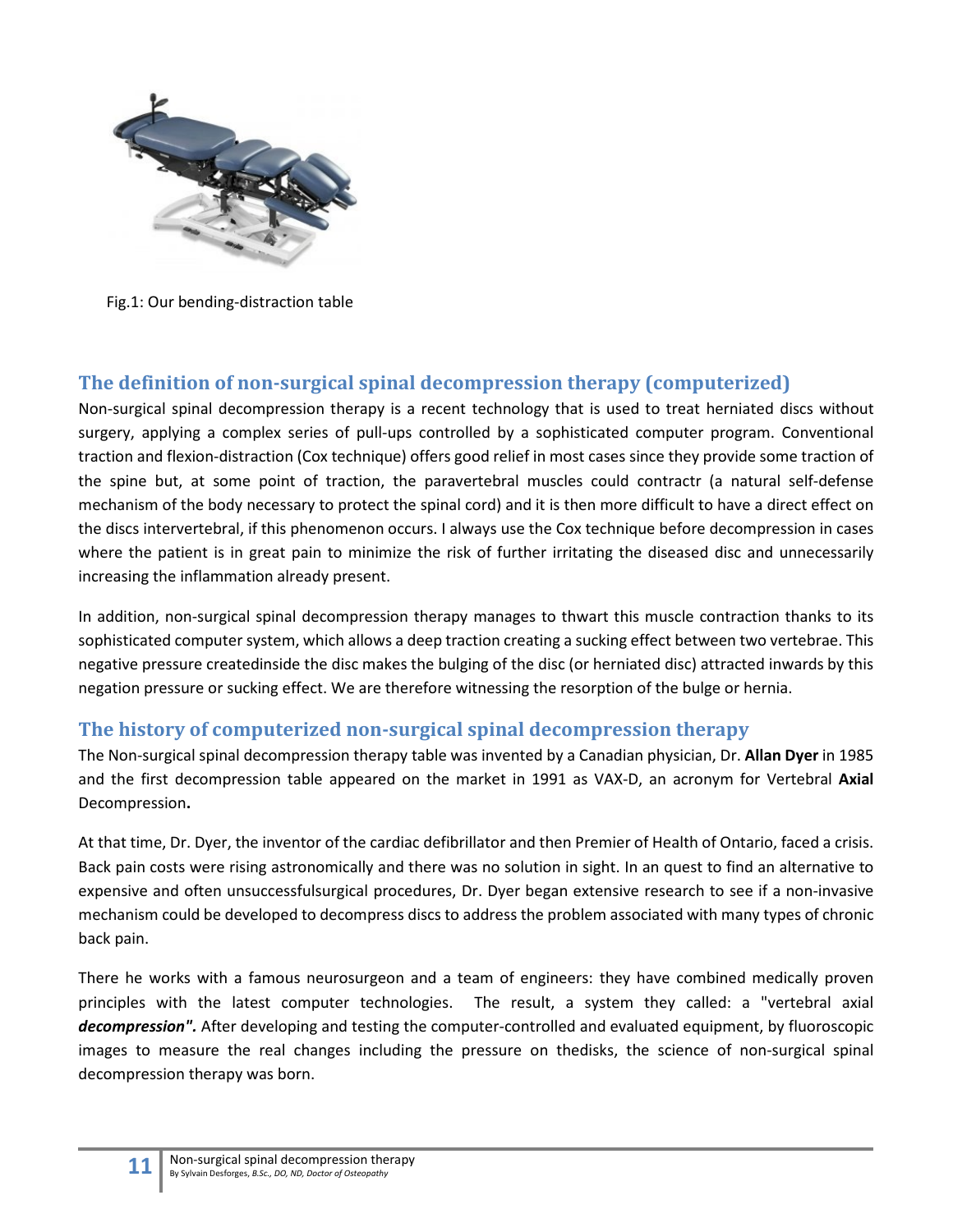Fig.1: Our bending-distraction table

## The definition of non-surgical spinal decompression therapy (computerized)

Non-surgical spinal decompression therapy is a recent technology that is used to treat herniated discs without surgery, applying a complex series of pull-ups controlled by a sophisticated computer program. Conventional traction and flexion-distraction (Cox technique) offers good relief in most cases since they provide some traction of the spine but, at some point of traction, the paravertebral muscles could contractr (a natural self-defense mechanism of the body necessary to protect the spinal cord) and it is then more difficult to have a direct effect on the discs intervertebral, if this phenomenon occurs. I always use the Cox technique before decompression in cases where the patient is in great pain to minimize the risk of further irritating the diseased disc and unnecessarily increasing the inflammation already present.

In addition, non-surgical spinal decompression therapy manages to thwart this muscle contraction thanks to its sophisticated computer system, which allows a deep traction creating a sucking effect between two vertebrae. This negative pressure createdinside the disc makes the bulging of the disc (or herniated disc) attracted inwards by this negation pressure or sucking effect. We are therefore witnessing the resorption of the bulge or hernia.

## The history of computerized non-surgical spinal decompression therapy

The Non-surgical spinal decompression therapy table was invented by a Canadian physician, Dr. **Allan Dyer** in 1985 and the first decompression table appeared on the market in 1991 as VAX-D, an acronym for Vertebral **Axial** Decompression**.**

At that time, Dr. Dyer, the inventor of the cardiac defibrillator and then Premier of Health of Ontario, faced a crisis. Back pain costs were rising astronomically and there was no solution in sight. In an quest to find an alternative to expensive and often unsuccessfulsurgical procedures, Dr. Dyer began extensive research to see if a non-invasive mechanism could be developed to decompress discs to address the problem associated with many types of chronic back pain.

There he works with a famous neurosurgeon and a team of engineers: they have combined medically proven principles with the latest computer technologies. The result, a system they called: a "vertebral axial ***decompression".*** After developing and testing the computer-controlled and evaluated equipment, by fluoroscopic images to measure the real changes including the pressure on thedisks, the science of non-surgical spinal decompression therapy was born.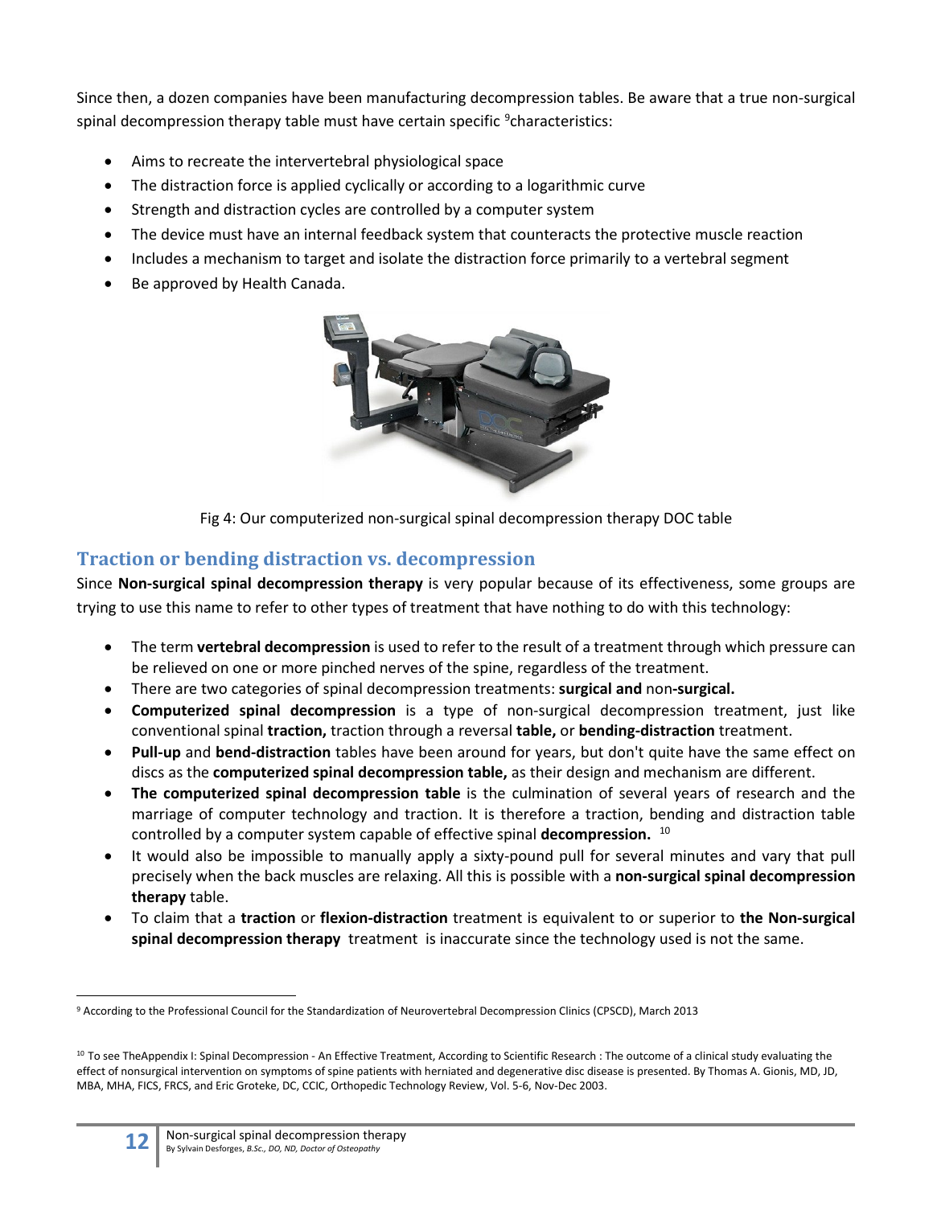Since then, a dozen companies have been manufacturing decompression tables. Be aware that a true non-surgical spinal decompression therapy table must have certain specific [9]characteristics:

- Aims to recreate the intervertebral physiological space
- The distraction force is applied cyclically or according to a logarithmic curve
- Strength and distraction cycles are controlled by a computer system
- The device must have an internal feedback system that counteracts the protective muscle reaction
- Includes a mechanism to target and isolate the distraction force primarily to a vertebral segment
- Be approved by Health Canada.

Fig 4: Our computerized non-surgical spinal decompression therapy DOC table

## Traction or bending distraction vs. decompression

Since **Non-surgical spinal decompression therapy** is very popular because of its effectiveness, some groups are trying to use this name to refer to other types of treatment that have nothing to do with this technology:

- The term **vertebral decompression** is used to refer to the result of a treatment through which pressure can be relieved on one or more pinched nerves of the spine, regardless of the treatment.
- There are two categories of spinal decompression treatments: **surgical and** non**-surgical.**
- **Computerized spinal decompression** is a type of non-surgical decompression treatment, just like conventional spinal **traction,** traction through a reversal **table,** or **bending-distraction** treatment.
- **Pull-up** and **bend-distraction** tables have been around for years, but don't quite have the same effect on discs as the **computerized spinal decompression table,** as their design and mechanism are different.
- **The computerized spinal decompression table** is the culmination of several years of research and the marriage of computer technology and traction. It is therefore a traction, bending and distraction table controlled by a computer system capable of effective spinal **decompression.** [10]
- It would also be impossible to manually apply a sixty-pound pull for several minutes and vary that pull precisely when the back muscles are relaxing. All this is possible with a **non-surgical spinal decompression therapy** table.
- To claim that a **traction** or **flexion-distraction** treatment is equivalent to or superior to **the Non-surgical spinal decompression therapy** treatment is inaccurate since the technology used is not the same.

---

[9] According to the Professional Council for the Standardization of Neurovertebral Decompression Clinics (CPSCD), March 2013

[10] To see TheAppendix I: Spinal Decompression - An Effective Treatment, According to Scientific Research : The outcome of a clinical study evaluating the effect of nonsurgical intervention on symptoms of spine patients with herniated and degenerative disc disease is presented. By Thomas A. Gionis, MD, JD, MBA, MHA, FICS, FRCS, and Eric Groteke, DC, CCIC, Orthopedic Technology Review, Vol. 5-6, Nov-Dec 2003.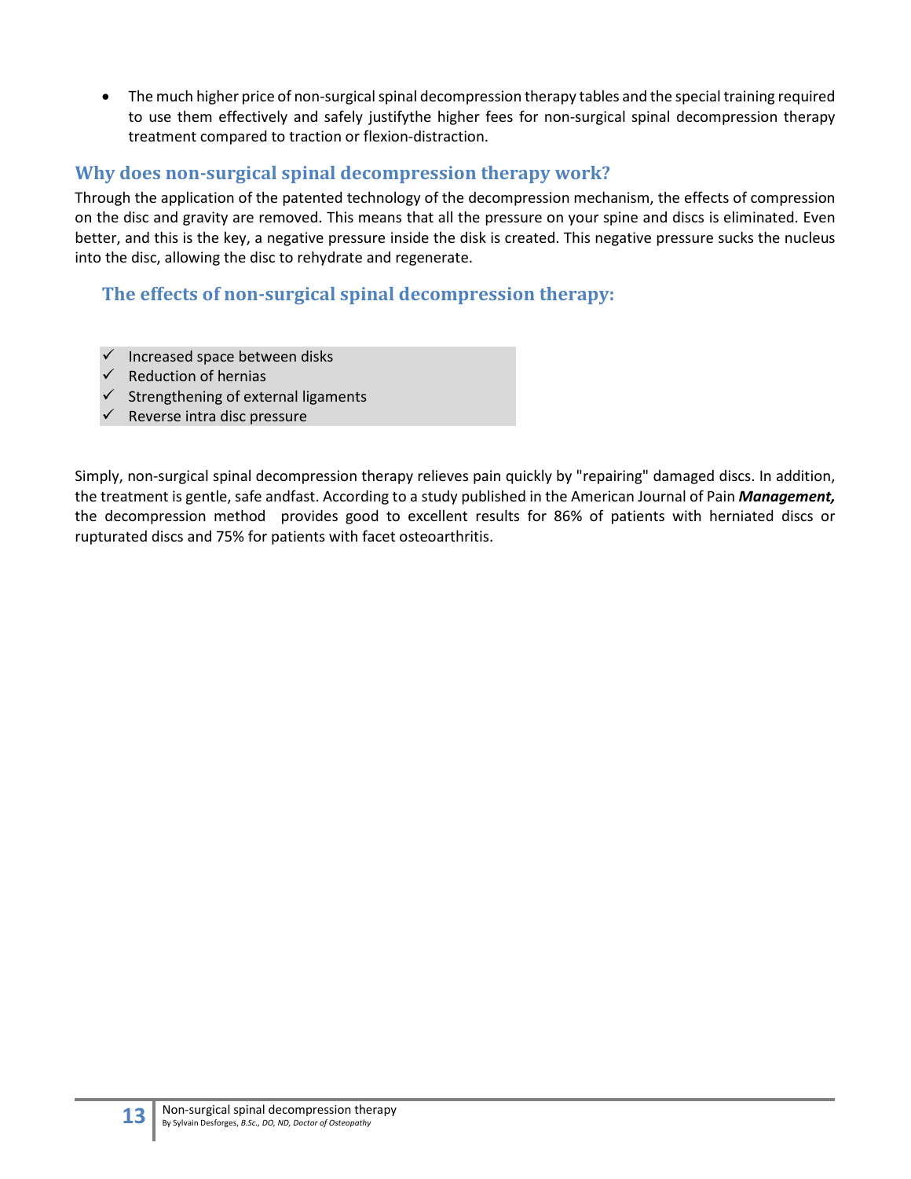- The much higher price of non-surgical spinal decompression therapy tables and the special training required to use them effectively and safely justifythe higher fees for non-surgical spinal decompression therapy treatment compared to traction or flexion-distraction.

## Why does non-surgical spinal decompression therapy work?

Through the application of the patented technology of the decompression mechanism, the effects of compression on the disc and gravity are removed. This means that all the pressure on your spine and discs is eliminated. Even better, and this is the key, a negative pressure inside the disk is created. This negative pressure sucks the nucleus into the disc, allowing the disc to rehydrate and regenerate.

### The effects of non-surgical spinal decompression therapy:

- ✓ Increased space between disks
- ✓ Reduction of hernias
- ✓ Strengthening of external ligaments
- ✓ Reverse intra disc pressure

Simply, non-surgical spinal decompression therapy relieves pain quickly by "repairing" damaged discs. In addition, the treatment is gentle, safe andfast. According to a study published in the American Journal of Pain ***Management,*** the decompression method provides good to excellent results for 86% of patients with herniated discs or rupturated discs and 75% for patients with facet osteoarthritis.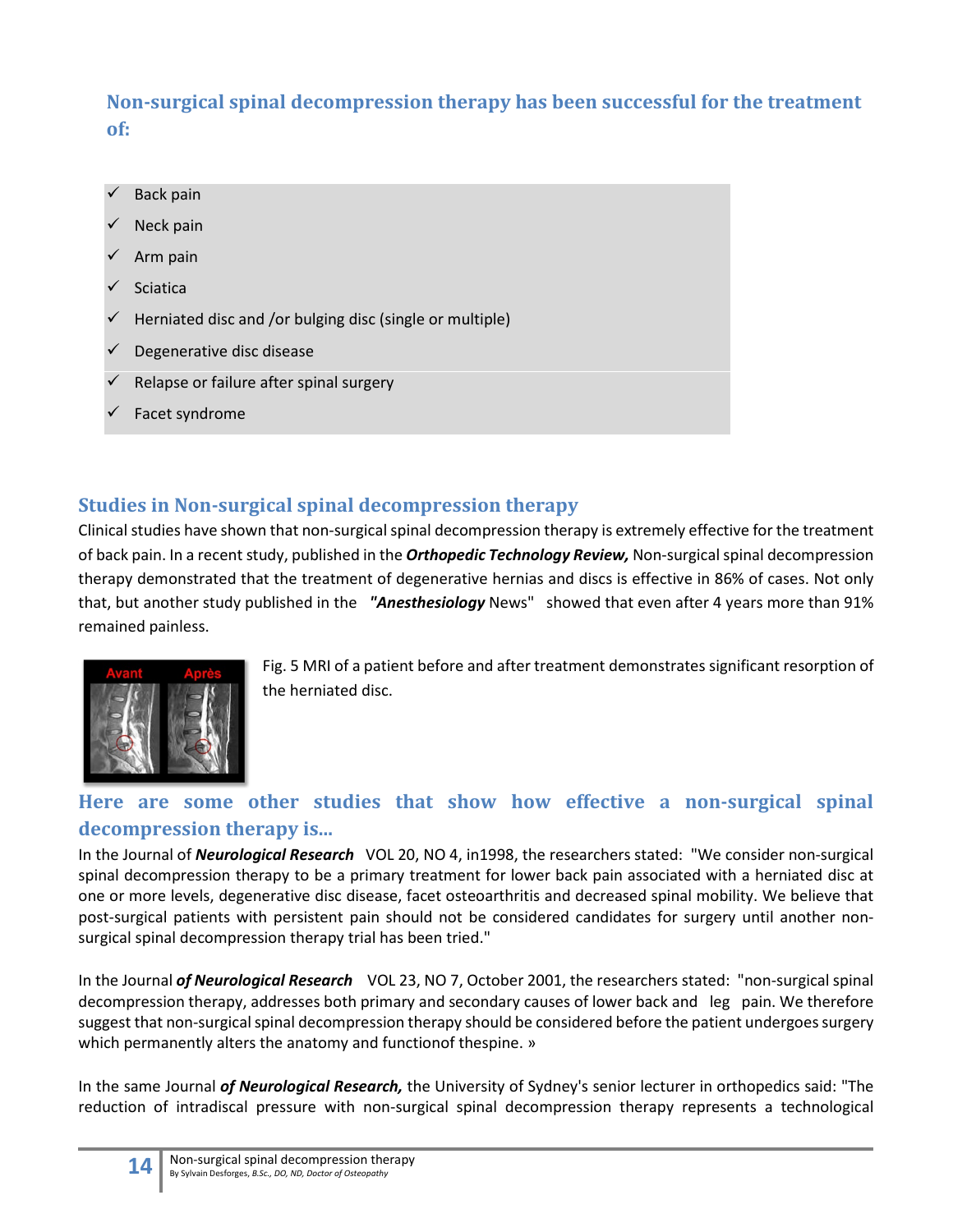## Non-surgical spinal decompression therapy has been successful for the treatment of:

- ✓ Back pain
- ✓ Neck pain
- ✓ Arm pain
- ✓ Sciatica
- ✓ Herniated disc and /or bulging disc (single or multiple)
- ✓ Degenerative disc disease
- ✓ Relapse or failure after spinal surgery
- ✓ Facet syndrome

## Studies in Non-surgical spinal decompression therapy

Clinical studies have shown that non-surgical spinal decompression therapy is extremely effective for the treatment of back pain. In a recent study, published in the ***Orthopedic Technology Review,*** Non-surgical spinal decompression therapy demonstrated that the treatment of degenerative hernias and discs is effective in 86% of cases. Not only that, but another study published in the ***"Anesthesiology*** News" showed that even after 4 years more than 91% remained painless.

Fig. 5 MRI of a patient before and after treatment demonstrates significant resorption of the herniated disc.

## Here are some other studies that show how effective a non-surgical spinal decompression therapy is...

In the Journal of ***Neurological Research*** VOL 20, NO 4, in1998, the researchers stated: "We consider non-surgical spinal decompression therapy to be a primary treatment for lower back pain associated with a herniated disc at one or more levels, degenerative disc disease, facet osteoarthritis and decreased spinal mobility. We believe that post-surgical patients with persistent pain should not be considered candidates for surgery until another non-surgical spinal decompression therapy trial has been tried."

In the Journal ***of Neurological Research*** VOL 23, NO 7, October 2001, the researchers stated: "non-surgical spinal decompression therapy, addresses both primary and secondary causes of lower back and leg pain. We therefore suggest that non-surgical spinal decompression therapy should be considered before the patient undergoes surgery which permanently alters the anatomy and functionof thespine. »

In the same Journal ***of Neurological Research,*** the University of Sydney's senior lecturer in orthopedics said: "The reduction of intradiscal pressure with non-surgical spinal decompression therapy represents a technological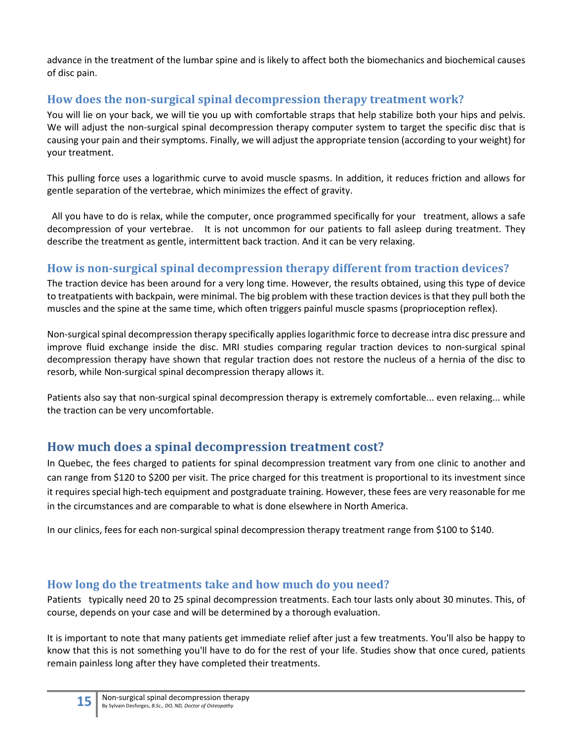advance in the treatment of the lumbar spine and is likely to affect both the biomechanics and biochemical causes of disc pain.

### How does the non-surgical spinal decompression therapy treatment work?

You will lie on your back, we will tie you up with comfortable straps that help stabilize both your hips and pelvis. We will adjust the non-surgical spinal decompression therapy computer system to target the specific disc that is causing your pain and their symptoms. Finally, we will adjust the appropriate tension (according to your weight) for your treatment.

This pulling force uses a logarithmic curve to avoid muscle spasms. In addition, it reduces friction and allows for gentle separation of the vertebrae, which minimizes the effect of gravity.

All you have to do is relax, while the computer, once programmed specifically for your treatment, allows a safe decompression of your vertebrae. It is not uncommon for our patients to fall asleep during treatment. They describe the treatment as gentle, intermittent back traction. And it can be very relaxing.

### How is non-surgical spinal decompression therapy different from traction devices?

The traction device has been around for a very long time. However, the results obtained, using this type of device to treatpatients with backpain, were minimal. The big problem with these traction devices is that they pull both the muscles and the spine at the same time, which often triggers painful muscle spasms (proprioception reflex).

Non-surgical spinal decompression therapy specifically applies logarithmic force to decrease intra disc pressure and improve fluid exchange inside the disc. MRI studies comparing regular traction devices to non-surgical spinal decompression therapy have shown that regular traction does not restore the nucleus of a hernia of the disc to resorb, while Non-surgical spinal decompression therapy allows it.

Patients also say that non-surgical spinal decompression therapy is extremely comfortable... even relaxing... while the traction can be very uncomfortable.

## How much does a spinal decompression treatment cost?

In Quebec, the fees charged to patients for spinal decompression treatment vary from one clinic to another and can range from $120 to $200 per visit. The price charged for this treatment is proportional to its investment since it requires special high-tech equipment and postgraduate training. However, these fees are very reasonable for me in the circumstances and are comparable to what is done elsewhere in North America.

In our clinics, fees for each non-surgical spinal decompression therapy treatment range from $100 to $140.

### How long do the treatments take and how much do you need?

Patients typically need 20 to 25 spinal decompression treatments. Each tour lasts only about 30 minutes. This, of course, depends on your case and will be determined by a thorough evaluation.

It is important to note that many patients get immediate relief after just a few treatments. You'll also be happy to know that this is not something you'll have to do for the rest of your life. Studies show that once cured, patients remain painless long after they have completed their treatments.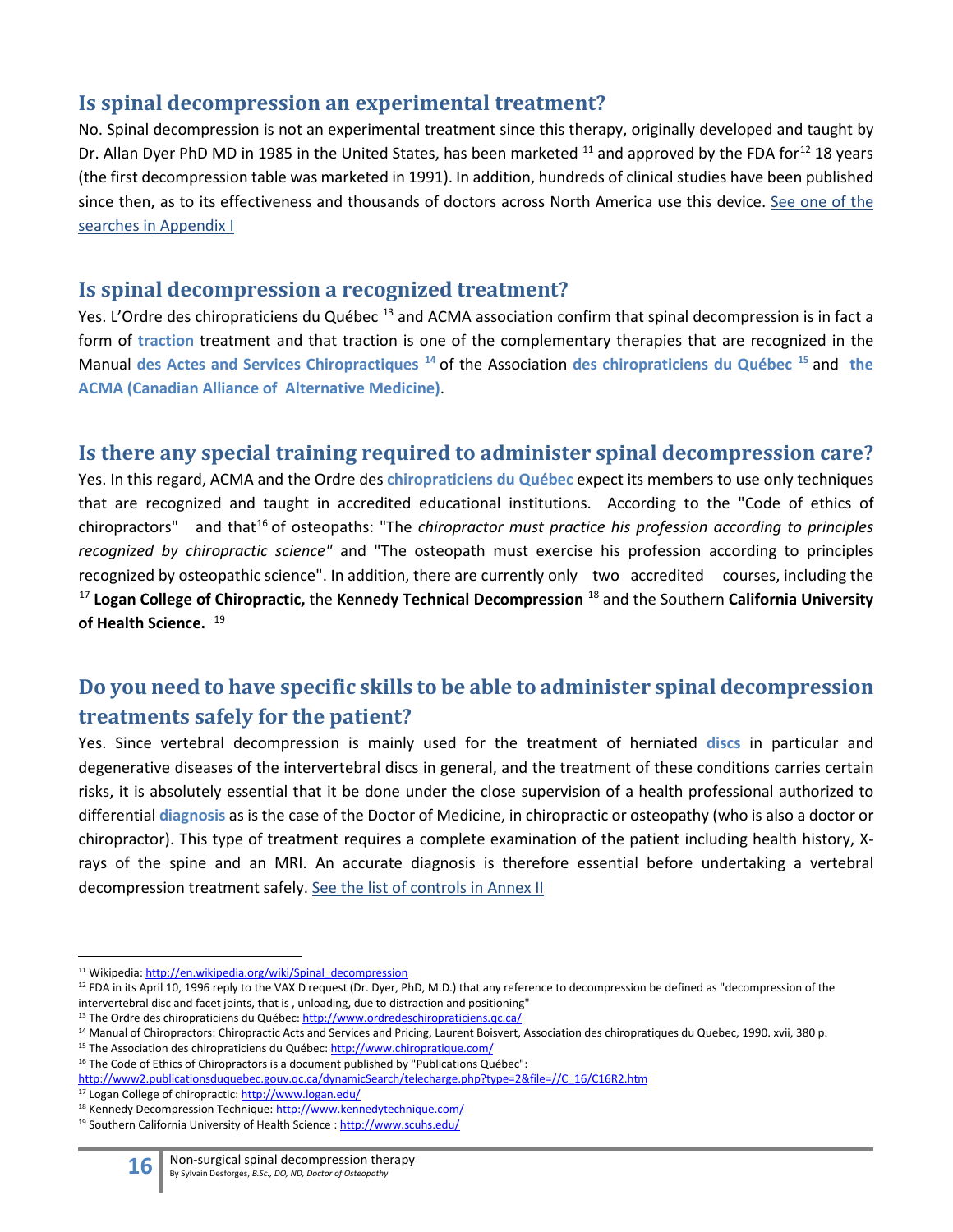## Is spinal decompression an experimental treatment?

No. Spinal decompression is not an experimental treatment since this therapy, originally developed and taught by Dr. Allan Dyer PhD MD in 1985 in the United States, has been marketed [11] and approved by the FDA for[12] 18 years (the first decompression table was marketed in 1991). In addition, hundreds of clinical studies have been published since then, as to its effectiveness and thousands of doctors across North America use this device. See one of the searches in Appendix I

## Is spinal decompression a recognized treatment?

Yes. L'Ordre des chiropraticiens du Québec [13] and ACMA association confirm that spinal decompression is in fact a form of **traction** treatment and that traction is one of the complementary therapies that are recognized in the Manual **des Actes and Services Chiropractiques** [14] of the Association **des chiropraticiens du Québec** [15] and **the ACMA (Canadian Alliance of Alternative Medicine)**.

## Is there any special training required to administer spinal decompression care?

Yes. In this regard, ACMA and the Ordre des **chiropraticiens du Québec** expect its members to use only techniques that are recognized and taught in accredited educational institutions. According to the "Code of ethics of chiropractors" and that[16] of osteopaths: "The *chiropractor must practice his profession according to principles recognized by chiropractic science"* and "The osteopath must exercise his profession according to principles recognized by osteopathic science". In addition, there are currently only two accredited courses, including the [17] **Logan College of Chiropractic,** the **Kennedy Technical Decompression** [18] and the Southern **California University of Health Science.** [19]

## Do you need to have specific skills to be able to administer spinal decompression treatments safely for the patient?

Yes. Since vertebral decompression is mainly used for the treatment of herniated **discs** in particular and degenerative diseases of the intervertebral discs in general, and the treatment of these conditions carries certain risks, it is absolutely essential that it be done under the close supervision of a health professional authorized to differential **diagnosis** as is the case of the Doctor of Medicine, in chiropractic or osteopathy (who is also a doctor or chiropractor). This type of treatment requires a complete examination of the patient including health history, X-rays of the spine and an MRI. An accurate diagnosis is therefore essential before undertaking a vertebral decompression treatment safely. See the list of controls in Annex II

---

[11] Wikipedia: http://en.wikipedia.org/wiki/Spinal_decompression

[12] FDA in its April 10, 1996 reply to the VAX D request (Dr. Dyer, PhD, M.D.) that any reference to decompression be defined as "decompression of the intervertebral disc and facet joints, that is , unloading, due to distraction and positioning"

[13] The Ordre des chiropraticiens du Québec: http://www.ordredeschiropraticiens.qc.ca/

[14] Manual of Chiropractors: Chiropractic Acts and Services and Pricing, Laurent Boisvert, Association des chiropratiques du Quebec, 1990. xvii, 380 p.

[15] The Association des chiropraticiens du Québec: http://www.chiropratique.com/

[16] The Code of Ethics of Chiropractors is a document published by "Publications Québec": http://www2.publicationsduquebec.gouv.qc.ca/dynamicSearch/telecharge.php?type=2&file=//C_16/C16R2.htm

[17] Logan College of chiropractic: http://www.logan.edu/

[18] Kennedy Decompression Technique: http://www.kennedytechnique.com/

[19] Southern California University of Health Science : http://www.scuhs.edu/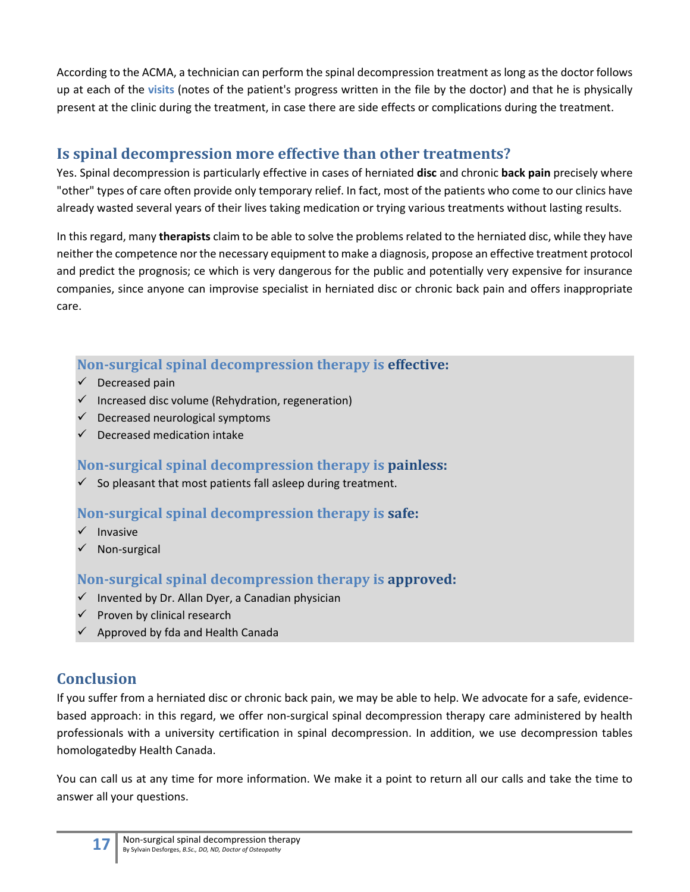According to the ACMA, a technician can perform the spinal decompression treatment as long as the doctor follows up at each of the **visits** (notes of the patient's progress written in the file by the doctor) and that he is physically present at the clinic during the treatment, in case there are side effects or complications during the treatment.

## Is spinal decompression more effective than other treatments?

Yes. Spinal decompression is particularly effective in cases of herniated **disc** and chronic **back pain** precisely where "other" types of care often provide only temporary relief. In fact, most of the patients who come to our clinics have already wasted several years of their lives taking medication or trying various treatments without lasting results.

In this regard, many **therapists** claim to be able to solve the problems related to the herniated disc, while they have neither the competence nor the necessary equipment to make a diagnosis, propose an effective treatment protocol and predict the prognosis; ce which is very dangerous for the public and potentially very expensive for insurance companies, since anyone can improvise specialist in herniated disc or chronic back pain and offers inappropriate care.

### Non-surgical spinal decompression therapy is **effective:**

- ✓ Decreased pain
- ✓ Increased disc volume (Rehydration, regeneration)
- ✓ Decreased neurological symptoms
- ✓ Decreased medication intake

### Non-surgical spinal decompression therapy is **painless:**

- ✓ So pleasant that most patients fall asleep during treatment.

### Non-surgical spinal decompression therapy is **safe:**

- ✓ Invasive
- ✓ Non-surgical

### Non-surgical spinal decompression therapy is **approved:**

- ✓ Invented by Dr. Allan Dyer, a Canadian physician
- ✓ Proven by clinical research
- ✓ Approved by fda and Health Canada

## Conclusion

If you suffer from a herniated disc or chronic back pain, we may be able to help. We advocate for a safe, evidence-based approach: in this regard, we offer non-surgical spinal decompression therapy care administered by health professionals with a university certification in spinal decompression. In addition, we use decompression tables homologatedby Health Canada.

You can call us at any time for more information. We make it a point to return all our calls and take the time to answer all your questions.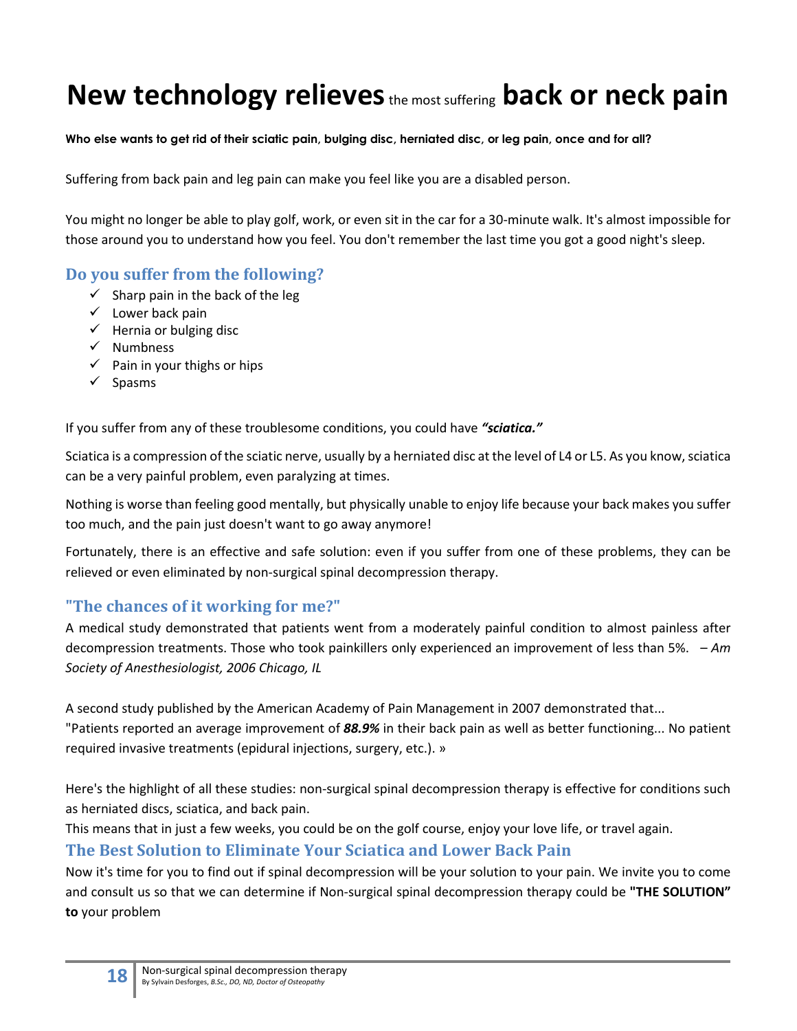# New technology relieves the most suffering back or neck pain

**Who else wants to get rid of their sciatic pain, bulging disc, herniated disc, or leg pain, once and for all?**

Suffering from back pain and leg pain can make you feel like you are a disabled person.

You might no longer be able to play golf, work, or even sit in the car for a 30-minute walk. It's almost impossible for those around you to understand how you feel. You don't remember the last time you got a good night's sleep.

## Do you suffer from the following?

- ✓ Sharp pain in the back of the leg
- ✓ Lower back pain
- ✓ Hernia or bulging disc
- ✓ Numbness
- ✓ Pain in your thighs or hips
- ✓ Spasms

If you suffer from any of these troublesome conditions, you could have ***"sciatica."***

Sciatica is a compression of the sciatic nerve, usually by a herniated disc at the level of L4 or L5. As you know, sciatica can be a very painful problem, even paralyzing at times.

Nothing is worse than feeling good mentally, but physically unable to enjoy life because your back makes you suffer too much, and the pain just doesn't want to go away anymore!

Fortunately, there is an effective and safe solution: even if you suffer from one of these problems, they can be relieved or even eliminated by non-surgical spinal decompression therapy.

## "The chances of it working for me?"

A medical study demonstrated that patients went from a moderately painful condition to almost painless after decompression treatments. Those who took painkillers only experienced an improvement of less than 5%. – *Am Society of Anesthesiologist, 2006 Chicago, IL*

A second study published by the American Academy of Pain Management in 2007 demonstrated that...
"Patients reported an average improvement of ***88.9%*** in their back pain as well as better functioning... No patient required invasive treatments (epidural injections, surgery, etc.). »

Here's the highlight of all these studies: non-surgical spinal decompression therapy is effective for conditions such as herniated discs, sciatica, and back pain.
This means that in just a few weeks, you could be on the golf course, enjoy your love life, or travel again.

## The Best Solution to Eliminate Your Sciatica and Lower Back Pain

Now it's time for you to find out if spinal decompression will be your solution to your pain. We invite you to come and consult us so that we can determine if Non-surgical spinal decompression therapy could be **"THE SOLUTION" to** your problem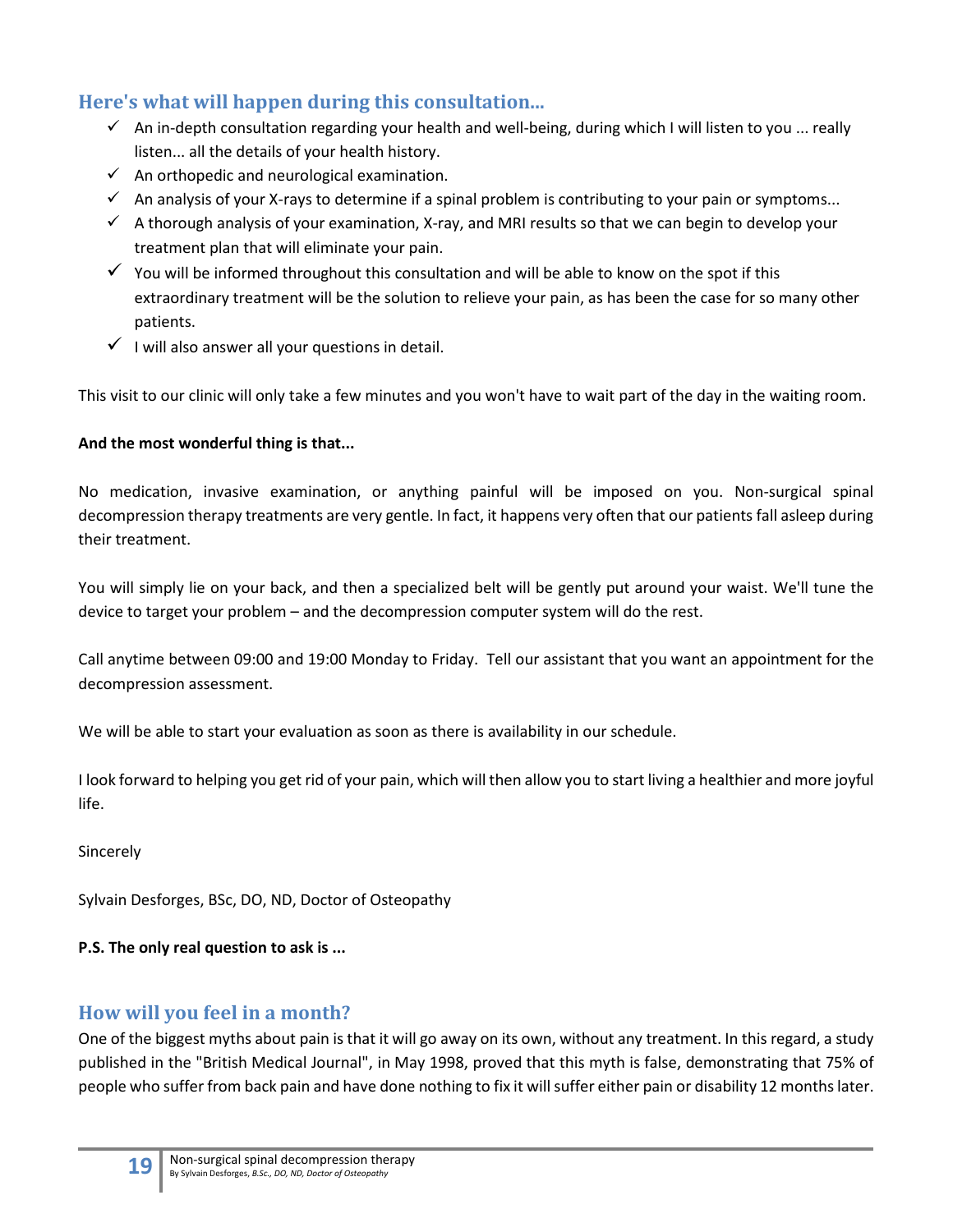## Here's what will happen during this consultation...

- ✓ An in-depth consultation regarding your health and well-being, during which I will listen to you ... really listen... all the details of your health history.
- ✓ An orthopedic and neurological examination.
- ✓ An analysis of your X-rays to determine if a spinal problem is contributing to your pain or symptoms...
- ✓ A thorough analysis of your examination, X-ray, and MRI results so that we can begin to develop your treatment plan that will eliminate your pain.
- ✓ You will be informed throughout this consultation and will be able to know on the spot if this extraordinary treatment will be the solution to relieve your pain, as has been the case for so many other patients.
- ✓ I will also answer all your questions in detail.

This visit to our clinic will only take a few minutes and you won't have to wait part of the day in the waiting room.

**And the most wonderful thing is that...**

No medication, invasive examination, or anything painful will be imposed on you. Non-surgical spinal decompression therapy treatments are very gentle. In fact, it happens very often that our patients fall asleep during their treatment.

You will simply lie on your back, and then a specialized belt will be gently put around your waist. We'll tune the device to target your problem – and the decompression computer system will do the rest.

Call anytime between 09:00 and 19:00 Monday to Friday. Tell our assistant that you want an appointment for the decompression assessment.

We will be able to start your evaluation as soon as there is availability in our schedule.

I look forward to helping you get rid of your pain, which will then allow you to start living a healthier and more joyful life.

Sincerely

Sylvain Desforges, BSc, DO, ND, Doctor of Osteopathy

**P.S. The only real question to ask is ...**

## How will you feel in a month?

One of the biggest myths about pain is that it will go away on its own, without any treatment. In this regard, a study published in the "British Medical Journal", in May 1998, proved that this myth is false, demonstrating that 75% of people who suffer from back pain and have done nothing to fix it will suffer either pain or disability 12 months later.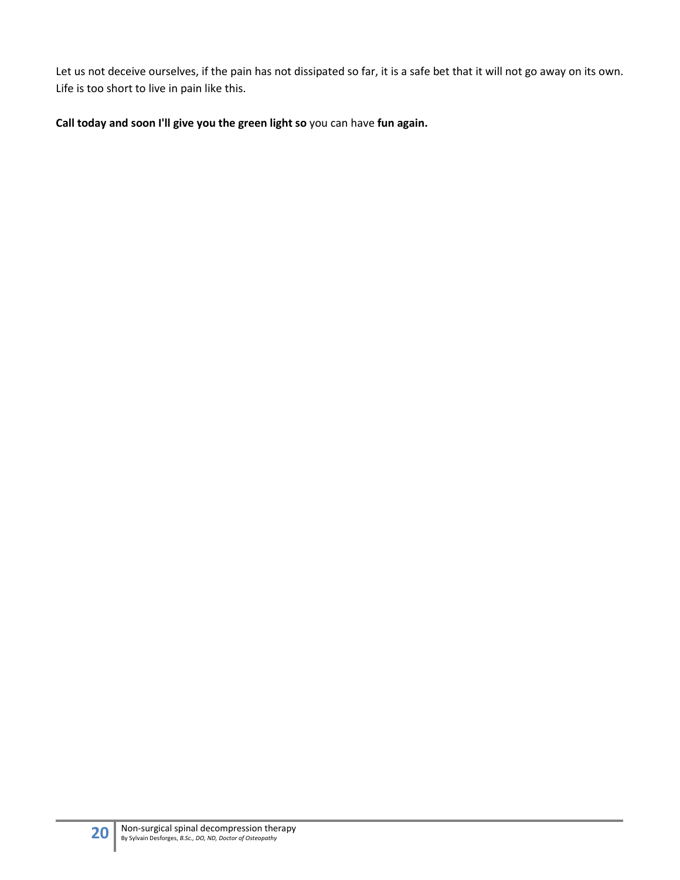Let us not deceive ourselves, if the pain has not dissipated so far, it is a safe bet that it will not go away on its own. Life is too short to live in pain like this.

**Call today and soon I'll give you the green light so** you can have **fun again.**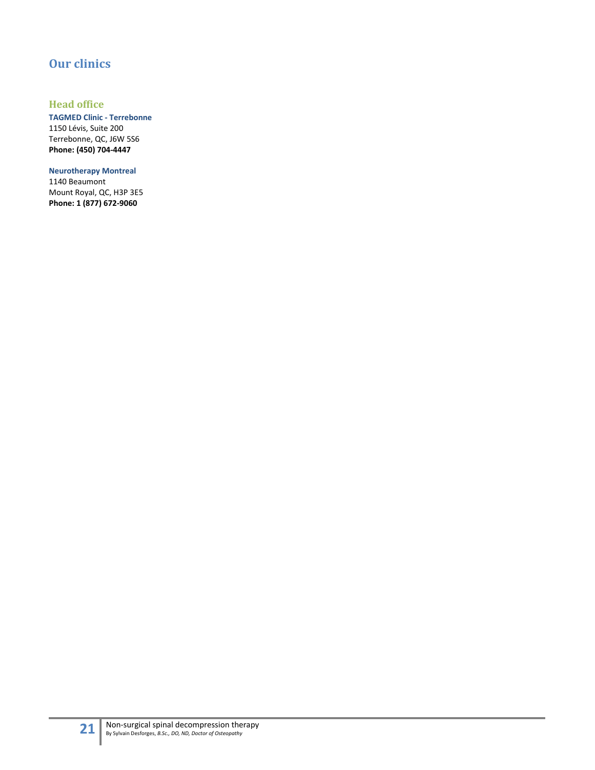# Our clinics

## Head office

**TAGMED Clinic - Terrebonne**
1150 Lévis, Suite 200
Terrebonne, QC, J6W 5S6
**Phone: (450) 704-4447**

**Neurotherapy Montreal**
1140 Beaumont
Mount Royal, QC, H3P 3E5
**Phone: 1 (877) 672-9060**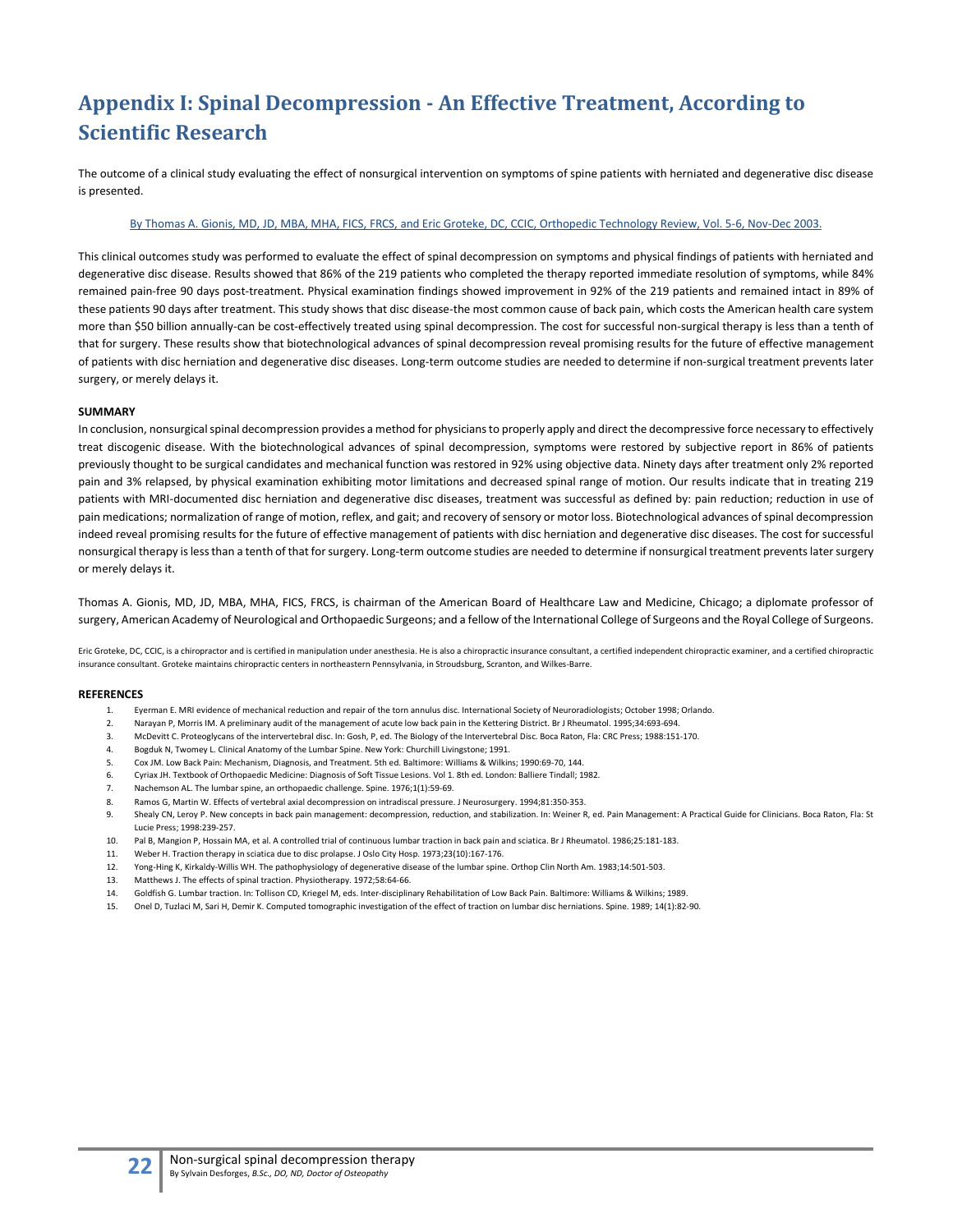# Appendix I: Spinal Decompression - An Effective Treatment, According to Scientific Research

The outcome of a clinical study evaluating the effect of nonsurgical intervention on symptoms of spine patients with herniated and degenerative disc disease is presented.

By Thomas A. Gionis, MD, JD, MBA, MHA, FICS, FRCS, and Eric Groteke, DC, CCIC, Orthopedic Technology Review, Vol. 5-6, Nov-Dec 2003.

This clinical outcomes study was performed to evaluate the effect of spinal decompression on symptoms and physical findings of patients with herniated and degenerative disc disease. Results showed that 86% of the 219 patients who completed the therapy reported immediate resolution of symptoms, while 84% remained pain-free 90 days post-treatment. Physical examination findings showed improvement in 92% of the 219 patients and remained intact in 89% of these patients 90 days after treatment. This study shows that disc disease-the most common cause of back pain, which costs the American health care system more than $50 billion annually-can be cost-effectively treated using spinal decompression. The cost for successful non-surgical therapy is less than a tenth of that for surgery. These results show that biotechnological advances of spinal decompression reveal promising results for the future of effective management of patients with disc herniation and degenerative disc diseases. Long-term outcome studies are needed to determine if non-surgical treatment prevents later surgery, or merely delays it.

**SUMMARY**

In conclusion, nonsurgical spinal decompression provides a method for physicians to properly apply and direct the decompressive force necessary to effectively treat discogenic disease. With the biotechnological advances of spinal decompression, symptoms were restored by subjective report in 86% of patients previously thought to be surgical candidates and mechanical function was restored in 92% using objective data. Ninety days after treatment only 2% reported pain and 3% relapsed, by physical examination exhibiting motor limitations and decreased spinal range of motion. Our results indicate that in treating 219 patients with MRI-documented disc herniation and degenerative disc diseases, treatment was successful as defined by: pain reduction; reduction in use of pain medications; normalization of range of motion, reflex, and gait; and recovery of sensory or motor loss. Biotechnological advances of spinal decompression indeed reveal promising results for the future of effective management of patients with disc herniation and degenerative disc diseases. The cost for successful nonsurgical therapy is less than a tenth of that for surgery. Long-term outcome studies are needed to determine if nonsurgical treatment prevents later surgery or merely delays it.

Thomas A. Gionis, MD, JD, MBA, MHA, FICS, FRCS, is chairman of the American Board of Healthcare Law and Medicine, Chicago; a diplomate professor of surgery, American Academy of Neurological and Orthopaedic Surgeons; and a fellow of the International College of Surgeons and the Royal College of Surgeons.

Eric Groteke, DC, CCIC, is a chiropractor and is certified in manipulation under anesthesia. He is also a chiropractic insurance consultant, a certified independent chiropractic examiner, and a certified chiropractic insurance consultant. Groteke maintains chiropractic centers in northeastern Pennsylvania, in Stroudsburg, Scranton, and Wilkes-Barre.

**REFERENCES**

1. Eyerman E. MRI evidence of mechanical reduction and repair of the torn annulus disc. International Society of Neuroradiologists; October 1998; Orlando.
2. Narayan P, Morris IM. A preliminary audit of the management of acute low back pain in the Kettering District. Br J Rheumatol. 1995;34:693-694.
3. McDevitt C. Proteoglycans of the intervertebral disc. In: Gosh, P, ed. The Biology of the Intervertebral Disc. Boca Raton, Fla: CRC Press; 1988:151-170.
4. Bogduk N, Twomey L. Clinical Anatomy of the Lumbar Spine. New York: Churchill Livingstone; 1991.
5. Cox JM. Low Back Pain: Mechanism, Diagnosis, and Treatment. 5th ed. Baltimore: Williams & Wilkins; 1990:69-70, 144.
6. Cyriax JH. Textbook of Orthopaedic Medicine: Diagnosis of Soft Tissue Lesions. Vol 1. 8th ed. London: Balliere Tindall; 1982.
7. Nachemson AL. The lumbar spine, an orthopaedic challenge. Spine. 1976;1(1):59-69.
8. Ramos G, Martin W. Effects of vertebral axial decompression on intradiscal pressure. J Neurosurgery. 1994;81:350-353.
9. Shealy CN, Leroy P. New concepts in back pain management: decompression, reduction, and stabilization. In: Weiner R, ed. Pain Management: A Practical Guide for Clinicians. Boca Raton, Fla: St Lucie Press; 1998:239-257.
10. Pal B, Mangion P, Hossain MA, et al. A controlled trial of continuous lumbar traction in back pain and sciatica. Br J Rheumatol. 1986;25:181-183.
11. Weber H. Traction therapy in sciatica due to disc prolapse. J Oslo City Hosp. 1973;23(10):167-176.
12. Yong-Hing K, Kirkaldy-Willis WH. The pathophysiology of degenerative disease of the lumbar spine. Orthop Clin North Am. 1983;14:501-503.
13. Matthews J. The effects of spinal traction. Physiotherapy. 1972;58:64-66.
14. Goldfish G. Lumbar traction. In: Tollison CD, Kriegel M, eds. Inter-disciplinary Rehabilitation of Low Back Pain. Baltimore: Williams & Wilkins; 1989.
15. Onel D, Tuzlaci M, Sari H, Demir K. Computed tomographic investigation of the effect of traction on lumbar disc herniations. Spine. 1989; 14(1):82-90.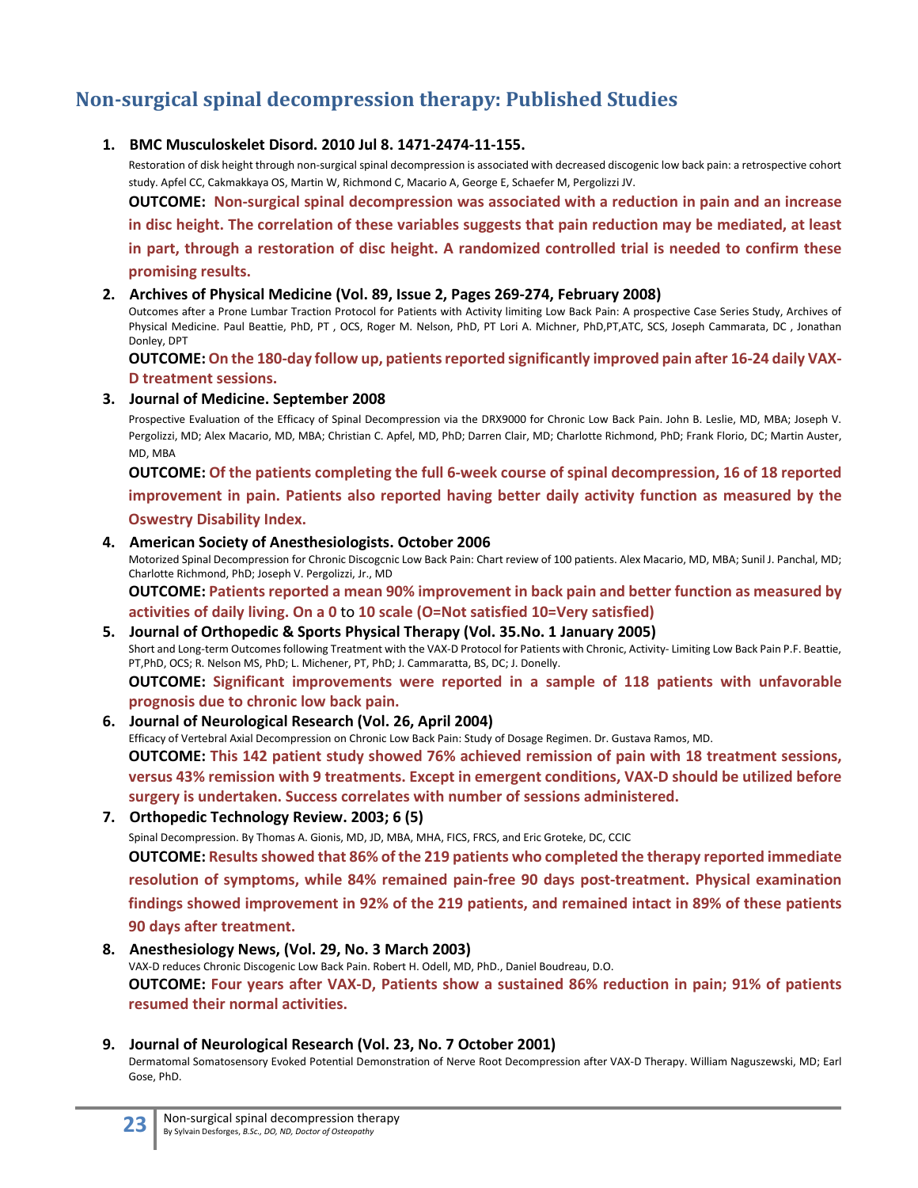## Non-surgical spinal decompression therapy: Published Studies

1. **BMC Musculoskelet Disord. 2010 Jul 8. 1471-2474-11-155.**
   Restoration of disk height through non-surgical spinal decompression is associated with decreased discogenic low back pain: a retrospective cohort study. Apfel CC, Cakmakkaya OS, Martin W, Richmond C, Macario A, George E, Schaefer M, Pergolizzi JV.
   **OUTCOME: Non-surgical spinal decompression was associated with a reduction in pain and an increase in disc height. The correlation of these variables suggests that pain reduction may be mediated, at least in part, through a restoration of disc height. A randomized controlled trial is needed to confirm these promising results.**

2. **Archives of Physical Medicine (Vol. 89, Issue 2, Pages 269-274, February 2008)**
   Outcomes after a Prone Lumbar Traction Protocol for Patients with Activity limiting Low Back Pain: A prospective Case Series Study, Archives of Physical Medicine. Paul Beattie, PhD, PT , OCS, Roger M. Nelson, PhD, PT Lori A. Michner, PhD,PT,ATC, SCS, Joseph Cammarata, DC , Jonathan Donley, DPT
   **OUTCOME: On the 180-day follow up, patients reported significantly improved pain after 16-24 daily VAX-D treatment sessions.**

3. **Journal of Medicine. September 2008**
   Prospective Evaluation of the Efficacy of Spinal Decompression via the DRX9000 for Chronic Low Back Pain. John B. Leslie, MD, MBA; Joseph V. Pergolizzi, MD; Alex Macario, MD, MBA; Christian C. Apfel, MD, PhD; Darren Clair, MD; Charlotte Richmond, PhD; Frank Florio, DC; Martin Auster, MD, MBA
   **OUTCOME: Of the patients completing the full 6-week course of spinal decompression, 16 of 18 reported improvement in pain. Patients also reported having better daily activity function as measured by the Oswestry Disability Index.**

4. **American Society of Anesthesiologists. October 2006**
   Motorized Spinal Decompression for Chronic Discogcnic Low Back Pain: Chart review of 100 patients. Alex Macario, MD, MBA; Sunil J. Panchal, MD; Charlotte Richmond, PhD; Joseph V. Pergolizzi, Jr., MD
   **OUTCOME: Patients reported a mean 90% improvement in back pain and better function as measured by activities of daily living. On a 0** to **10 scale (O=Not satisfied 10=Very satisfied)**

5. **Journal of Orthopedic & Sports Physical Therapy (Vol. 35.No. 1 January 2005)**
   Short and Long-term Outcomes following Treatment with the VAX-D Protocol for Patients with Chronic, Activity- Limiting Low Back Pain P.F. Beattie, PT,PhD, OCS; R. Nelson MS, PhD; L. Michener, PT, PhD; J. Cammaratta, BS, DC; J. Donelly.
   **OUTCOME: Significant improvements were reported in a sample of 118 patients with unfavorable prognosis due to chronic low back pain.**

6. **Journal of Neurological Research (Vol. 26, April 2004)**
   Efficacy of Vertebral Axial Decompression on Chronic Low Back Pain: Study of Dosage Regimen. Dr. Gustava Ramos, MD.
   **OUTCOME: This 142 patient study showed 76% achieved remission of pain with 18 treatment sessions, versus 43% remission with 9 treatments. Except in emergent conditions, VAX-D should be utilized before surgery is undertaken. Success correlates with number of sessions administered.**

7. **Orthopedic Technology Review. 2003; 6 (5)**
   Spinal Decompression. By Thomas A. Gionis, MD, JD, MBA, MHA, FICS, FRCS, and Eric Groteke, DC, CCIC
   **OUTCOME: Results showed that 86% of the 219 patients who completed the therapy reported immediate resolution of symptoms, while 84% remained pain-free 90 days post-treatment. Physical examination findings showed improvement in 92% of the 219 patients, and remained intact in 89% of these patients 90 days after treatment.**

8. **Anesthesiology News, (Vol. 29, No. 3 March 2003)**
   VAX-D reduces Chronic Discogenic Low Back Pain. Robert H. Odell, MD, PhD., Daniel Boudreau, D.O.
   **OUTCOME: Four years after VAX-D, Patients show a sustained 86% reduction in pain; 91% of patients resumed their normal activities.**

9. **Journal of Neurological Research (Vol. 23, No. 7 October 2001)**
   Dermatomal Somatosensory Evoked Potential Demonstration of Nerve Root Decompression after VAX-D Therapy. William Naguszewski, MD; Earl Gose, PhD.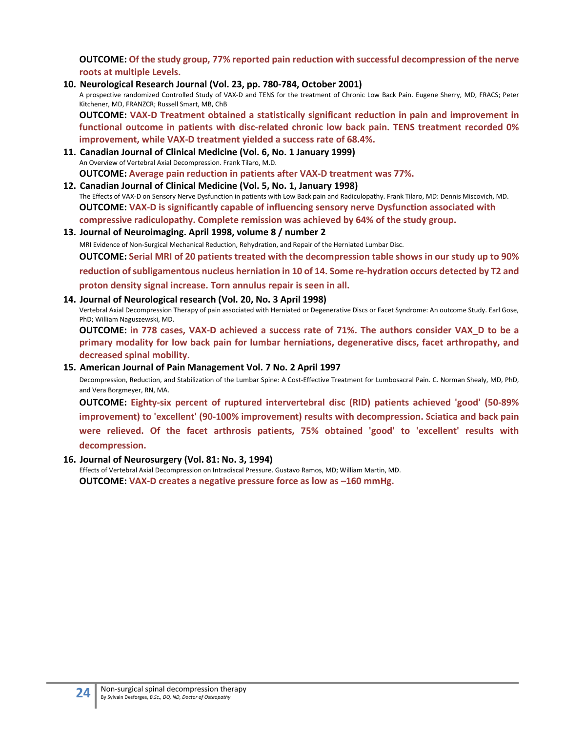**OUTCOME: Of the study group, 77% reported pain reduction with successful decompression of the nerve roots at multiple Levels.**

10. **Neurological Research Journal (Vol. 23, pp. 780-784, October 2001)**
    A prospective randomized Controlled Study of VAX-D and TENS for the treatment of Chronic Low Back Pain. Eugene Sherry, MD, FRACS; Peter Kitchener, MD, FRANZCR; Russell Smart, MB, ChB
    **OUTCOME: VAX-D Treatment obtained a statistically significant reduction in pain and improvement in functional outcome in patients with disc-related chronic low back pain. TENS treatment recorded 0% improvement, while VAX-D treatment yielded a success rate of 68.4%.**

11. **Canadian Journal of Clinical Medicine (Vol. 6, No. 1 January 1999)**
    An Overview of Vertebral Axial Decompression. Frank Tilaro, M.D.
    **OUTCOME: Average pain reduction in patients after VAX-D treatment was 77%.**

12. **Canadian Journal of Clinical Medicine (Vol. 5, No. 1, January 1998)**
    The Effects of VAX-D on Sensory Nerve Dysfunction in patients with Low Back pain and Radiculopathy. Frank Tilaro, MD: Dennis Miscovich, MD.
    **OUTCOME: VAX-D is significantly capable of influencing sensory nerve Dysfunction associated with compressive radiculopathy. Complete remission was achieved by 64% of the study group.**

13. **Journal of Neuroimaging. April 1998, volume 8 / number 2**
    MRI Evidence of Non-Surgical Mechanical Reduction, Rehydration, and Repair of the Herniated Lumbar Disc.
    **OUTCOME: Serial MRI of 20 patients treated with the decompression table shows in our study up to 90% reduction of subligamentous nucleus herniation in 10 of 14. Some re-hydration occurs detected by T2 and proton density signal increase. Torn annulus repair is seen in all.**

14. **Journal of Neurological research (Vol. 20, No. 3 April 1998)**
    Vertebral Axial Decompression Therapy of pain associated with Herniated or Degenerative Discs or Facet Syndrome: An outcome Study. Earl Gose, PhD; William Naguszewski, MD.
    **OUTCOME: in 778 cases, VAX-D achieved a success rate of 71%. The authors consider VAX_D to be a primary modality for low back pain for lumbar herniations, degenerative discs, facet arthropathy, and decreased spinal mobility.**

15. **American Journal of Pain Management Vol. 7 No. 2 April 1997**
    Decompression, Reduction, and Stabilization of the Lumbar Spine: A Cost-Effective Treatment for Lumbosacral Pain. C. Norman Shealy, MD, PhD, and Vera Borgmeyer, RN, MA.
    **OUTCOME: Eighty-six percent of ruptured intervertebral disc (RID) patients achieved 'good' (50-89% improvement) to 'excellent' (90-100% improvement) results with decompression. Sciatica and back pain were relieved. Of the facet arthrosis patients, 75% obtained 'good' to 'excellent' results with decompression.**

16. **Journal of Neurosurgery (Vol. 81: No. 3, 1994)**
    Effects of Vertebral Axial Decompression on Intradiscal Pressure. Gustavo Ramos, MD; William Martin, MD.
    **OUTCOME: VAX-D creates a negative pressure force as low as –160 mmHg.**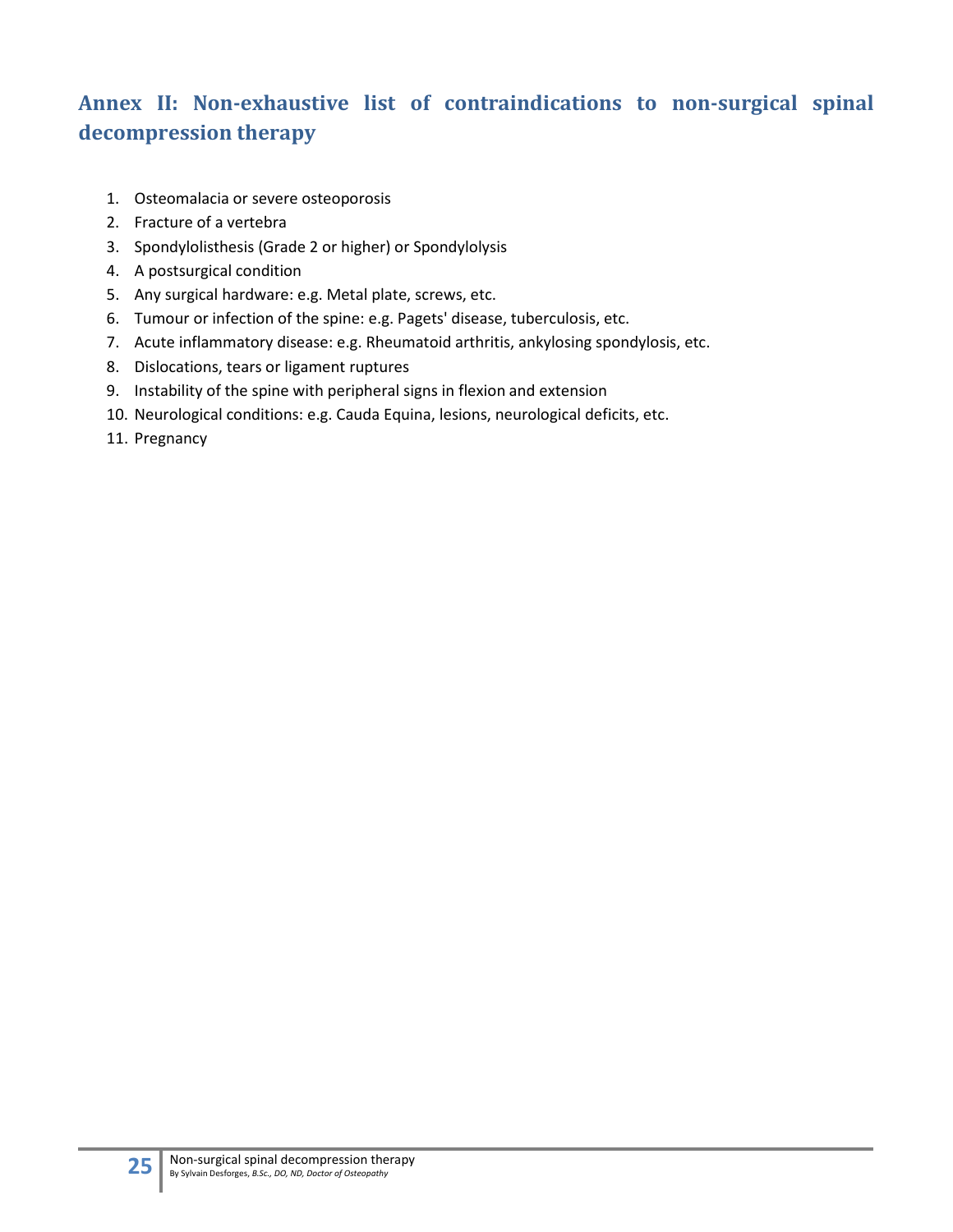## Annex II: Non-exhaustive list of contraindications to non-surgical spinal decompression therapy

1. Osteomalacia or severe osteoporosis
2. Fracture of a vertebra
3. Spondylolisthesis (Grade 2 or higher) or Spondylolysis
4. A postsurgical condition
5. Any surgical hardware: e.g. Metal plate, screws, etc.
6. Tumour or infection of the spine: e.g. Pagets' disease, tuberculosis, etc.
7. Acute inflammatory disease: e.g. Rheumatoid arthritis, ankylosing spondylosis, etc.
8. Dislocations, tears or ligament ruptures
9. Instability of the spine with peripheral signs in flexion and extension
10. Neurological conditions: e.g. Cauda Equina, lesions, neurological deficits, etc.
11. Pregnancy